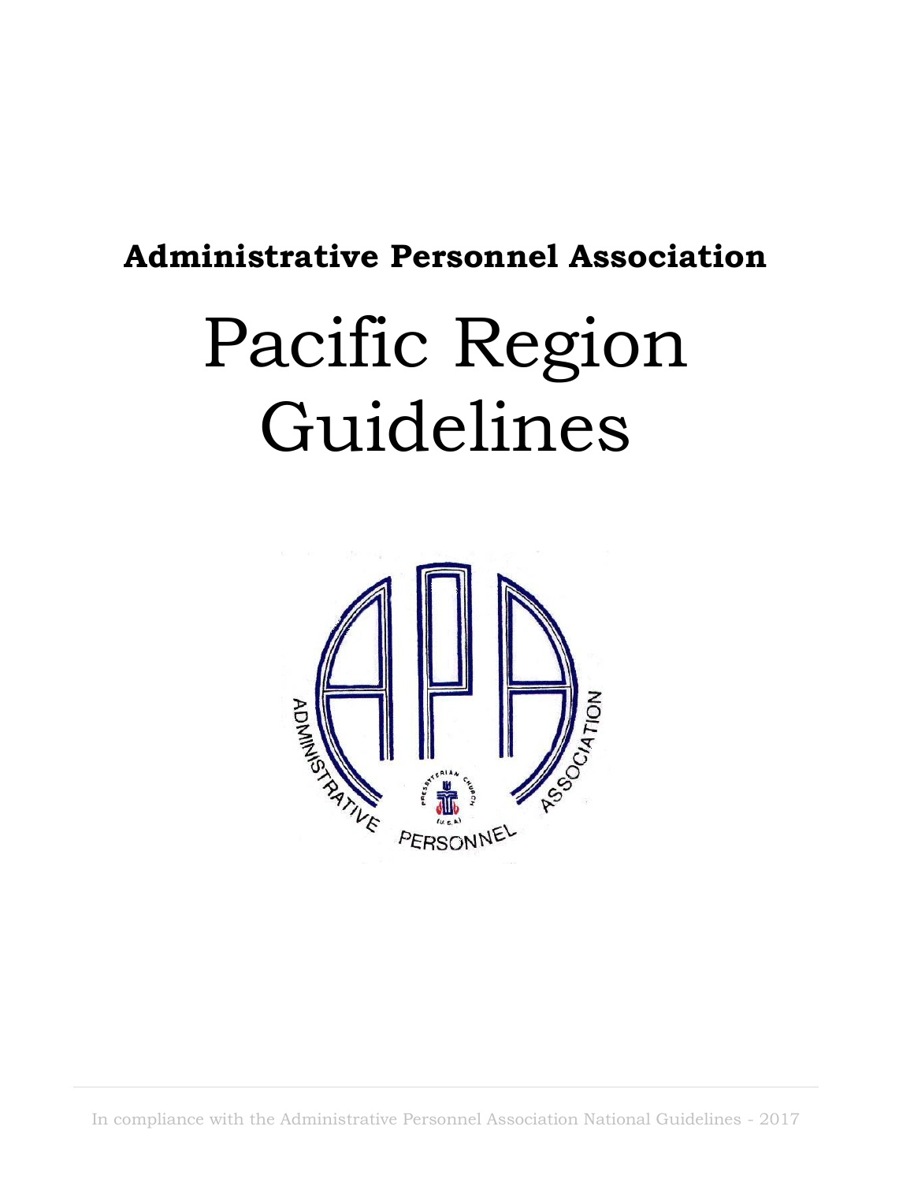**Administrative Personnel Association**

# Pacific Region Guidelines

In compliance with the Administrative Personnel Association National Guidelines - 2017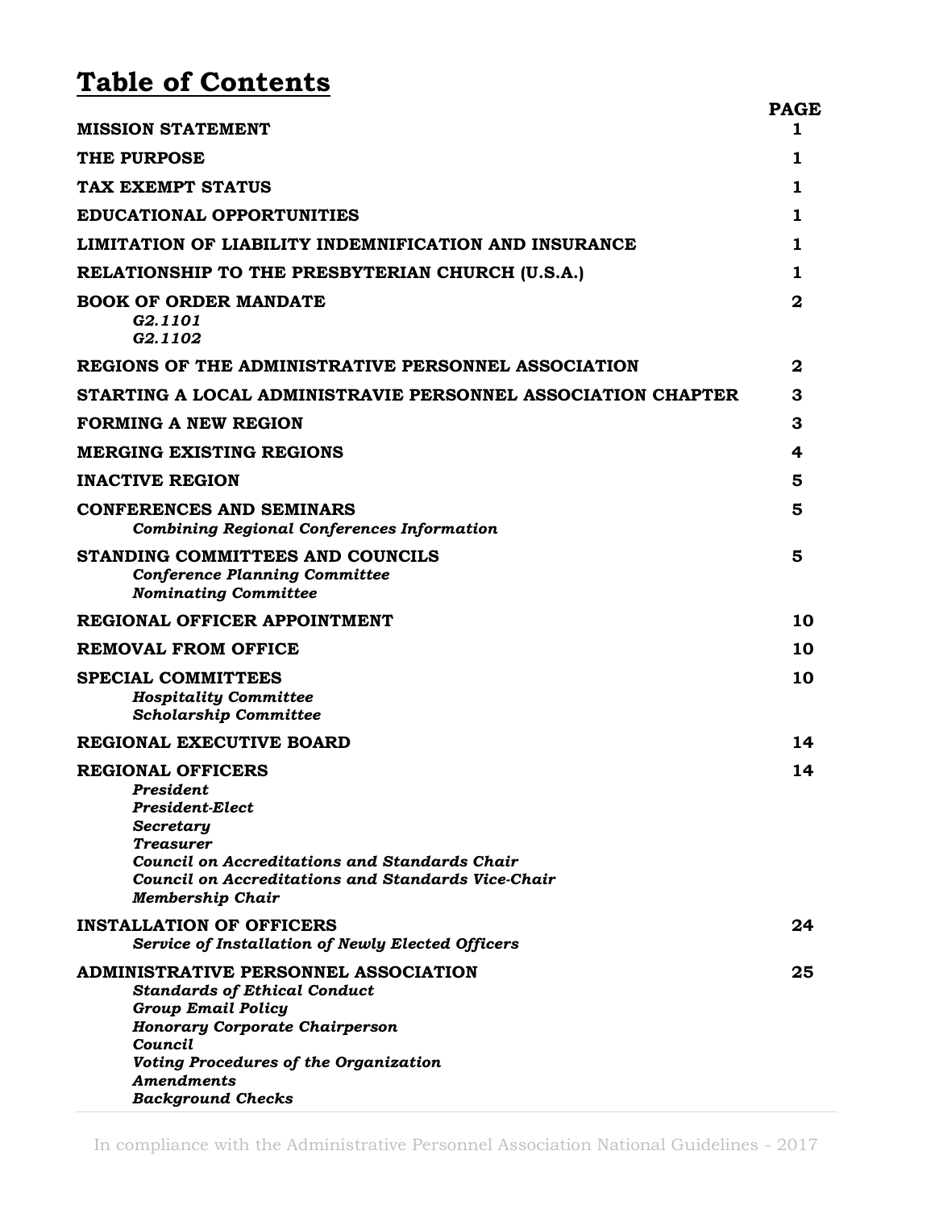# Table of Contents

| | PAGE |
|---|---|
| **MISSION STATEMENT** | **1** |
| **THE PURPOSE** | **1** |
| **TAX EXEMPT STATUS** | **1** |
| **EDUCATIONAL OPPORTUNITIES** | **1** |
| **LIMITATION OF LIABILITY INDEMNIFICATION AND INSURANCE** | **1** |
| **RELATIONSHIP TO THE PRESBYTERIAN CHURCH (U.S.A.)** | **1** |
| **BOOK OF ORDER MANDATE**<br>*G2.1101*<br>*G2.1102* | **2** |
| **REGIONS OF THE ADMINISTRATIVE PERSONNEL ASSOCIATION** | **2** |
| **STARTING A LOCAL ADMINISTRAVIE PERSONNEL ASSOCIATION CHAPTER** | **3** |
| **FORMING A NEW REGION** | **3** |
| **MERGING EXISTING REGIONS** | **4** |
| **INACTIVE REGION** | **5** |
| **CONFERENCES AND SEMINARS**<br>*Combining Regional Conferences Information* | **5** |
| **STANDING COMMITTEES AND COUNCILS**<br>*Conference Planning Committee*<br>*Nominating Committee* | **5** |
| **REGIONAL OFFICER APPOINTMENT** | **10** |
| **REMOVAL FROM OFFICE** | **10** |
| **SPECIAL COMMITTEES**<br>*Hospitality Committee*<br>*Scholarship Committee* | **10** |
| **REGIONAL EXECUTIVE BOARD** | **14** |
| **REGIONAL OFFICERS**<br>*President*<br>*President-Elect*<br>*Secretary*<br>*Treasurer*<br>*Council on Accreditations and Standards Chair*<br>*Council on Accreditations and Standards Vice-Chair*<br>*Membership Chair* | **14** |
| **INSTALLATION OF OFFICERS**<br>*Service of Installation of Newly Elected Officers* | **24** |
| **ADMINISTRATIVE PERSONNEL ASSOCIATION**<br>*Standards of Ethical Conduct*<br>*Group Email Policy*<br>*Honorary Corporate Chairperson*<br>*Council*<br>*Voting Procedures of the Organization*<br>*Amendments*<br>*Background Checks* | **25** |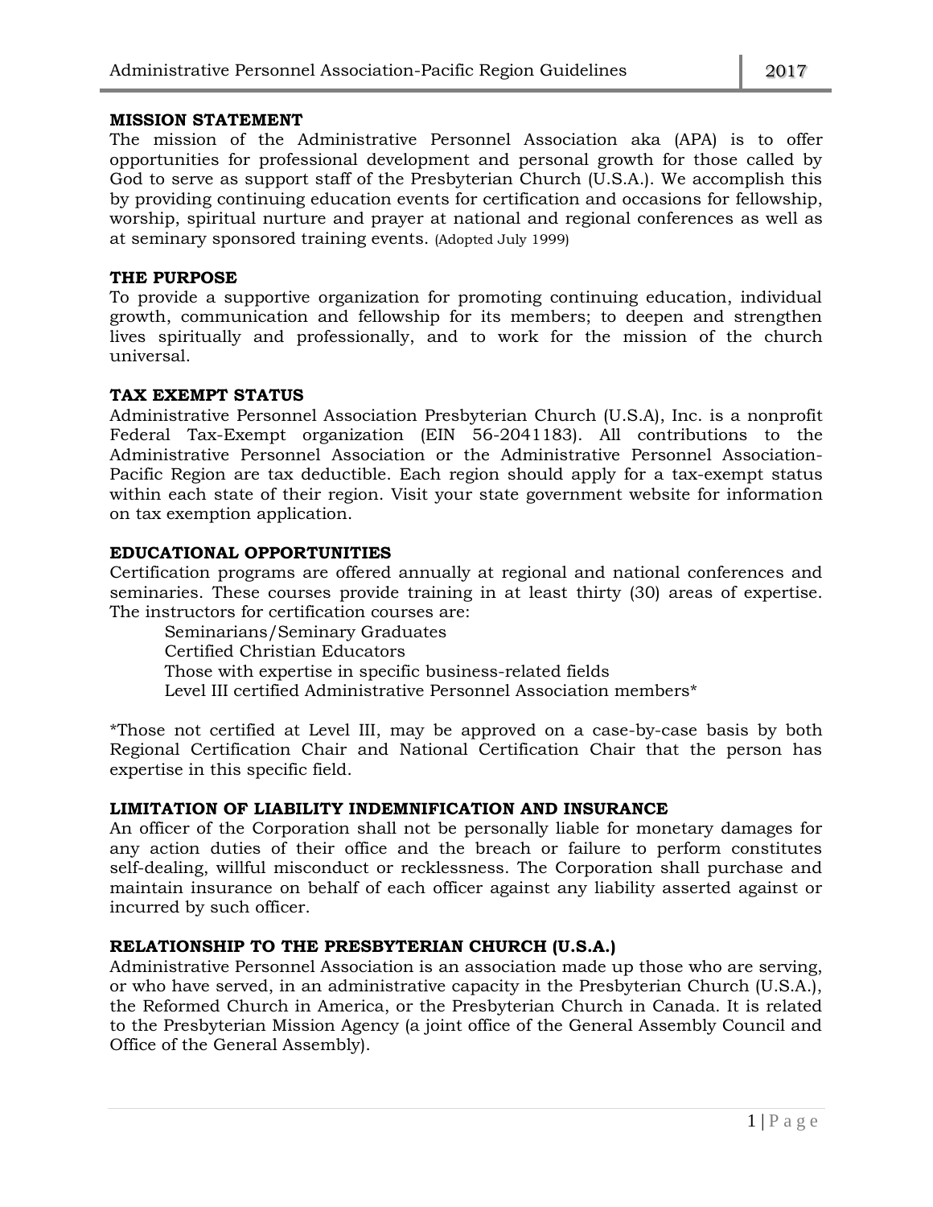## MISSION STATEMENT

The mission of the Administrative Personnel Association aka (APA) is to offer opportunities for professional development and personal growth for those called by God to serve as support staff of the Presbyterian Church (U.S.A.). We accomplish this by providing continuing education events for certification and occasions for fellowship, worship, spiritual nurture and prayer at national and regional conferences as well as at seminary sponsored training events. (Adopted July 1999)

## THE PURPOSE

To provide a supportive organization for promoting continuing education, individual growth, communication and fellowship for its members; to deepen and strengthen lives spiritually and professionally, and to work for the mission of the church universal.

## TAX EXEMPT STATUS

Administrative Personnel Association Presbyterian Church (U.S.A), Inc. is a nonprofit Federal Tax-Exempt organization (EIN 56-2041183). All contributions to the Administrative Personnel Association or the Administrative Personnel Association-Pacific Region are tax deductible. Each region should apply for a tax-exempt status within each state of their region. Visit your state government website for information on tax exemption application.

## EDUCATIONAL OPPORTUNITIES

Certification programs are offered annually at regional and national conferences and seminaries. These courses provide training in at least thirty (30) areas of expertise. The instructors for certification courses are:

- Seminarians/Seminary Graduates
- Certified Christian Educators
- Those with expertise in specific business-related fields
- Level III certified Administrative Personnel Association members*

*Those not certified at Level III, may be approved on a case-by-case basis by both Regional Certification Chair and National Certification Chair that the person has expertise in this specific field.

## LIMITATION OF LIABILITY INDEMNIFICATION AND INSURANCE

An officer of the Corporation shall not be personally liable for monetary damages for any action duties of their office and the breach or failure to perform constitutes self-dealing, willful misconduct or recklessness. The Corporation shall purchase and maintain insurance on behalf of each officer against any liability asserted against or incurred by such officer.

## RELATIONSHIP TO THE PRESBYTERIAN CHURCH (U.S.A.)

Administrative Personnel Association is an association made up those who are serving, or who have served, in an administrative capacity in the Presbyterian Church (U.S.A.), the Reformed Church in America, or the Presbyterian Church in Canada. It is related to the Presbyterian Mission Agency (a joint office of the General Assembly Council and Office of the General Assembly).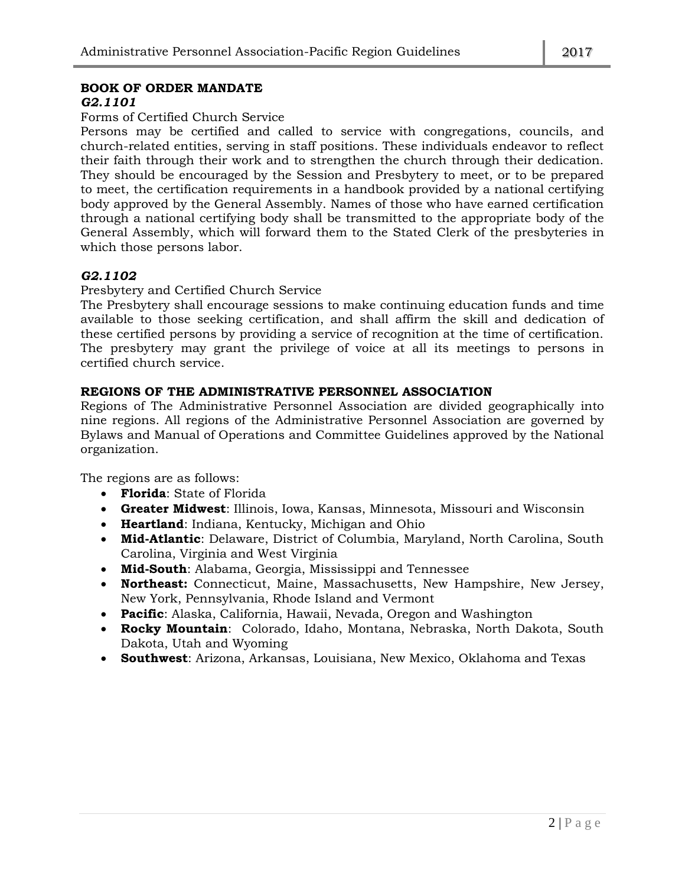**BOOK OF ORDER MANDATE**

***G2.1101***

Forms of Certified Church Service

Persons may be certified and called to service with congregations, councils, and church-related entities, serving in staff positions. These individuals endeavor to reflect their faith through their work and to strengthen the church through their dedication. They should be encouraged by the Session and Presbytery to meet, or to be prepared to meet, the certification requirements in a handbook provided by a national certifying body approved by the General Assembly. Names of those who have earned certification through a national certifying body shall be transmitted to the appropriate body of the General Assembly, which will forward them to the Stated Clerk of the presbyteries in which those persons labor.

***G2.1102***

Presbytery and Certified Church Service

The Presbytery shall encourage sessions to make continuing education funds and time available to those seeking certification, and shall affirm the skill and dedication of these certified persons by providing a service of recognition at the time of certification. The presbytery may grant the privilege of voice at all its meetings to persons in certified church service.

**REGIONS OF THE ADMINISTRATIVE PERSONNEL ASSOCIATION**

Regions of The Administrative Personnel Association are divided geographically into nine regions. All regions of the Administrative Personnel Association are governed by Bylaws and Manual of Operations and Committee Guidelines approved by the National organization.

The regions are as follows:

- **Florida**: State of Florida
- **Greater Midwest**: Illinois, Iowa, Kansas, Minnesota, Missouri and Wisconsin
- **Heartland**: Indiana, Kentucky, Michigan and Ohio
- **Mid-Atlantic**: Delaware, District of Columbia, Maryland, North Carolina, South Carolina, Virginia and West Virginia
- **Mid-South**: Alabama, Georgia, Mississippi and Tennessee
- **Northeast:** Connecticut, Maine, Massachusetts, New Hampshire, New Jersey, New York, Pennsylvania, Rhode Island and Vermont
- **Pacific**: Alaska, California, Hawaii, Nevada, Oregon and Washington
- **Rocky Mountain**: Colorado, Idaho, Montana, Nebraska, North Dakota, South Dakota, Utah and Wyoming
- **Southwest**: Arizona, Arkansas, Louisiana, New Mexico, Oklahoma and Texas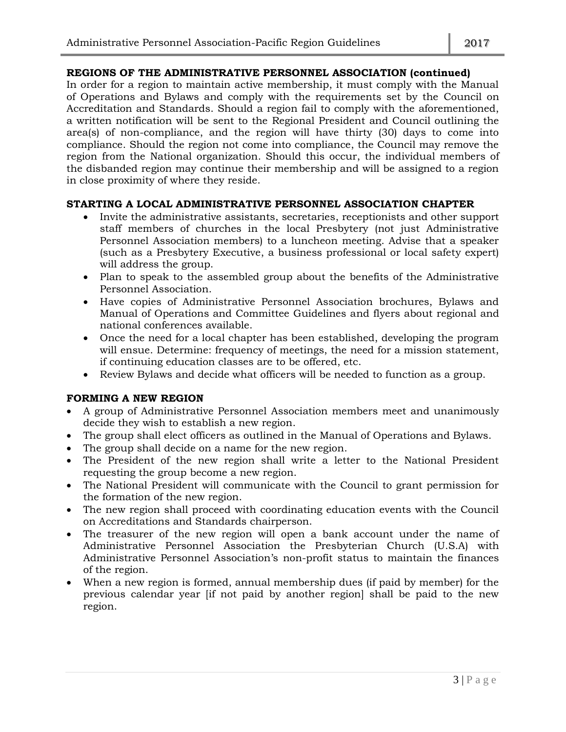**REGIONS OF THE ADMINISTRATIVE PERSONNEL ASSOCIATION (continued)**

In order for a region to maintain active membership, it must comply with the Manual of Operations and Bylaws and comply with the requirements set by the Council on Accreditation and Standards. Should a region fail to comply with the aforementioned, a written notification will be sent to the Regional President and Council outlining the area(s) of non-compliance, and the region will have thirty (30) days to come into compliance. Should the region not come into compliance, the Council may remove the region from the National organization. Should this occur, the individual members of the disbanded region may continue their membership and will be assigned to a region in close proximity of where they reside.

**STARTING A LOCAL ADMINISTRATIVE PERSONNEL ASSOCIATION CHAPTER**

- Invite the administrative assistants, secretaries, receptionists and other support staff members of churches in the local Presbytery (not just Administrative Personnel Association members) to a luncheon meeting. Advise that a speaker (such as a Presbytery Executive, a business professional or local safety expert) will address the group.
- Plan to speak to the assembled group about the benefits of the Administrative Personnel Association.
- Have copies of Administrative Personnel Association brochures, Bylaws and Manual of Operations and Committee Guidelines and flyers about regional and national conferences available.
- Once the need for a local chapter has been established, developing the program will ensue. Determine: frequency of meetings, the need for a mission statement, if continuing education classes are to be offered, etc.
- Review Bylaws and decide what officers will be needed to function as a group.

**FORMING A NEW REGION**

- A group of Administrative Personnel Association members meet and unanimously decide they wish to establish a new region.
- The group shall elect officers as outlined in the Manual of Operations and Bylaws.
- The group shall decide on a name for the new region.
- The President of the new region shall write a letter to the National President requesting the group become a new region.
- The National President will communicate with the Council to grant permission for the formation of the new region.
- The new region shall proceed with coordinating education events with the Council on Accreditations and Standards chairperson.
- The treasurer of the new region will open a bank account under the name of Administrative Personnel Association the Presbyterian Church (U.S.A) with Administrative Personnel Association's non-profit status to maintain the finances of the region.
- When a new region is formed, annual membership dues (if paid by member) for the previous calendar year [if not paid by another region] shall be paid to the new region.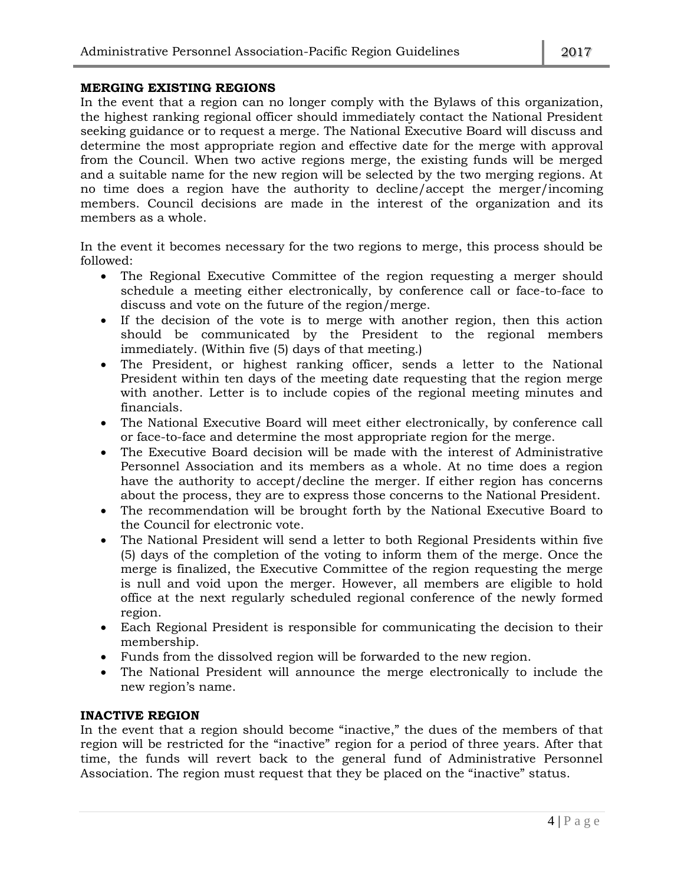## MERGING EXISTING REGIONS

In the event that a region can no longer comply with the Bylaws of this organization, the highest ranking regional officer should immediately contact the National President seeking guidance or to request a merge. The National Executive Board will discuss and determine the most appropriate region and effective date for the merge with approval from the Council. When two active regions merge, the existing funds will be merged and a suitable name for the new region will be selected by the two merging regions. At no time does a region have the authority to decline/accept the merger/incoming members. Council decisions are made in the interest of the organization and its members as a whole.

In the event it becomes necessary for the two regions to merge, this process should be followed:

- The Regional Executive Committee of the region requesting a merger should schedule a meeting either electronically, by conference call or face-to-face to discuss and vote on the future of the region/merge.
- If the decision of the vote is to merge with another region, then this action should be communicated by the President to the regional members immediately. (Within five (5) days of that meeting.)
- The President, or highest ranking officer, sends a letter to the National President within ten days of the meeting date requesting that the region merge with another. Letter is to include copies of the regional meeting minutes and financials.
- The National Executive Board will meet either electronically, by conference call or face-to-face and determine the most appropriate region for the merge.
- The Executive Board decision will be made with the interest of Administrative Personnel Association and its members as a whole. At no time does a region have the authority to accept/decline the merger. If either region has concerns about the process, they are to express those concerns to the National President.
- The recommendation will be brought forth by the National Executive Board to the Council for electronic vote.
- The National President will send a letter to both Regional Presidents within five (5) days of the completion of the voting to inform them of the merge. Once the merge is finalized, the Executive Committee of the region requesting the merge is null and void upon the merger. However, all members are eligible to hold office at the next regularly scheduled regional conference of the newly formed region.
- Each Regional President is responsible for communicating the decision to their membership.
- Funds from the dissolved region will be forwarded to the new region.
- The National President will announce the merge electronically to include the new region's name.

## INACTIVE REGION

In the event that a region should become "inactive," the dues of the members of that region will be restricted for the "inactive" region for a period of three years. After that time, the funds will revert back to the general fund of Administrative Personnel Association. The region must request that they be placed on the "inactive" status.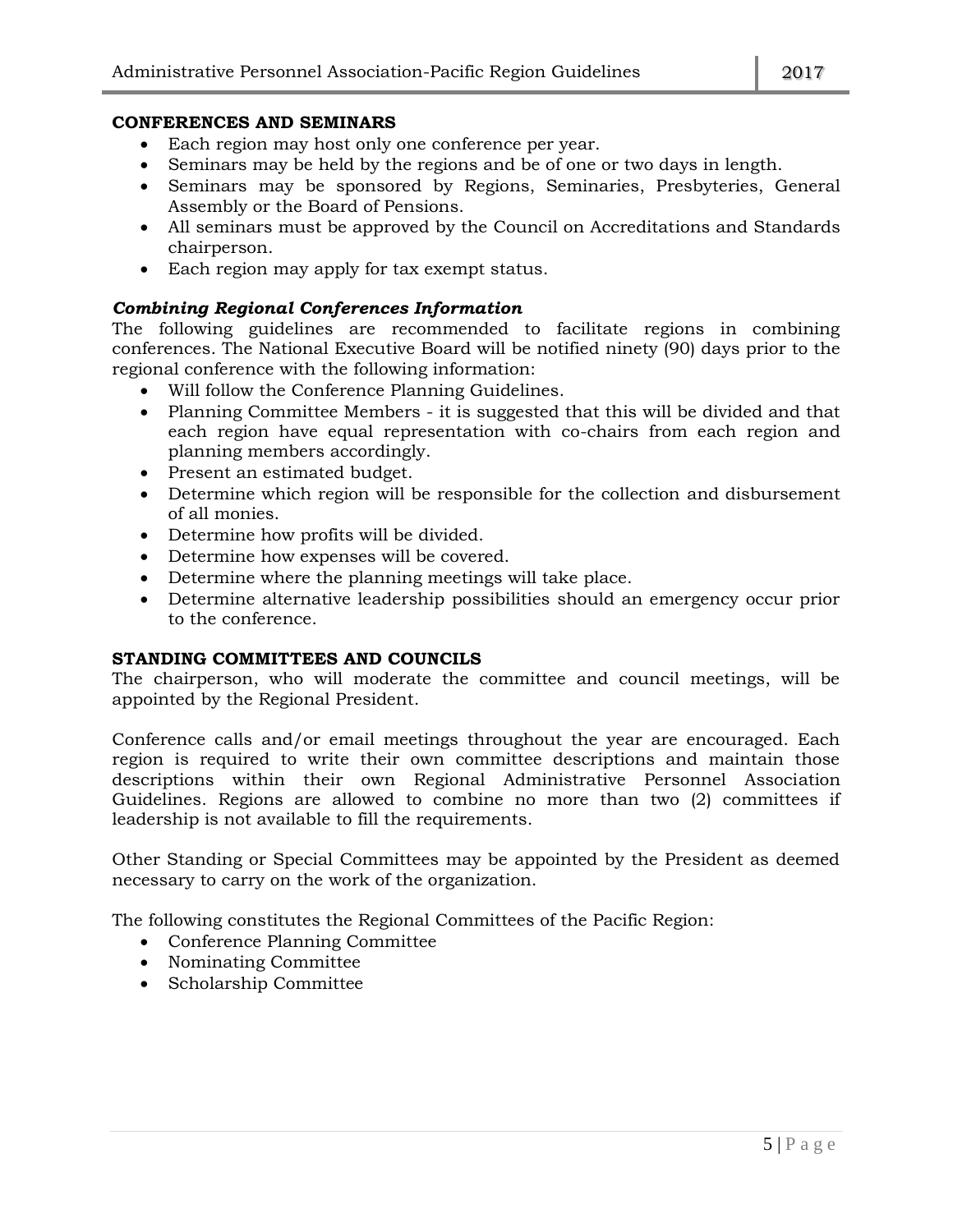## CONFERENCES AND SEMINARS

- Each region may host only one conference per year.
- Seminars may be held by the regions and be of one or two days in length.
- Seminars may be sponsored by Regions, Seminaries, Presbyteries, General Assembly or the Board of Pensions.
- All seminars must be approved by the Council on Accreditations and Standards chairperson.
- Each region may apply for tax exempt status.

### *Combining Regional Conferences Information*

The following guidelines are recommended to facilitate regions in combining conferences. The National Executive Board will be notified ninety (90) days prior to the regional conference with the following information:

- Will follow the Conference Planning Guidelines.
- Planning Committee Members - it is suggested that this will be divided and that each region have equal representation with co-chairs from each region and planning members accordingly.
- Present an estimated budget.
- Determine which region will be responsible for the collection and disbursement of all monies.
- Determine how profits will be divided.
- Determine how expenses will be covered.
- Determine where the planning meetings will take place.
- Determine alternative leadership possibilities should an emergency occur prior to the conference.

## STANDING COMMITTEES AND COUNCILS

The chairperson, who will moderate the committee and council meetings, will be appointed by the Regional President.

Conference calls and/or email meetings throughout the year are encouraged. Each region is required to write their own committee descriptions and maintain those descriptions within their own Regional Administrative Personnel Association Guidelines. Regions are allowed to combine no more than two (2) committees if leadership is not available to fill the requirements.

Other Standing or Special Committees may be appointed by the President as deemed necessary to carry on the work of the organization.

The following constitutes the Regional Committees of the Pacific Region:

- Conference Planning Committee
- Nominating Committee
- Scholarship Committee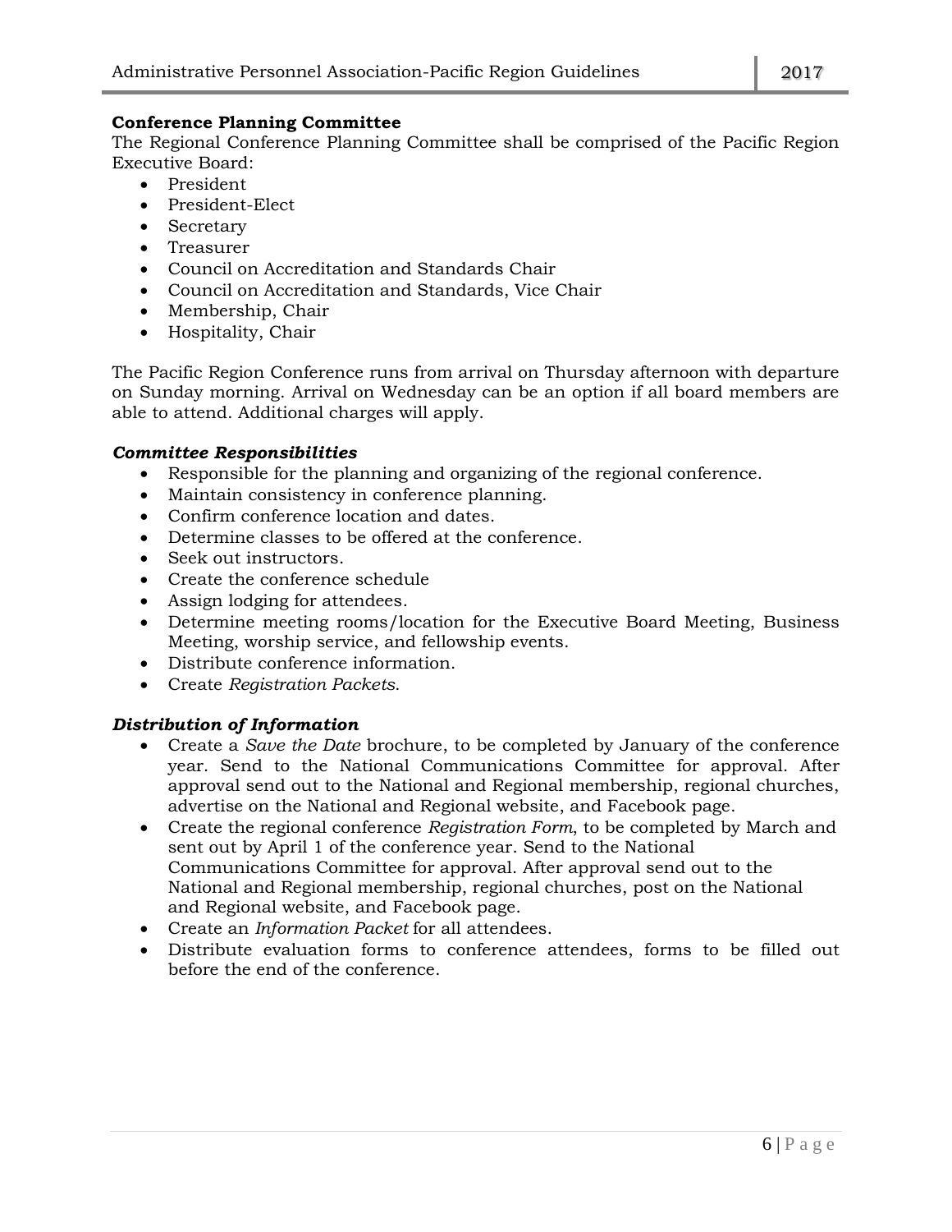**Conference Planning Committee**

The Regional Conference Planning Committee shall be comprised of the Pacific Region Executive Board:

- President
- President-Elect
- Secretary
- Treasurer
- Council on Accreditation and Standards Chair
- Council on Accreditation and Standards, Vice Chair
- Membership, Chair
- Hospitality, Chair

The Pacific Region Conference runs from arrival on Thursday afternoon with departure on Sunday morning. Arrival on Wednesday can be an option if all board members are able to attend. Additional charges will apply.

***Committee Responsibilities***

- Responsible for the planning and organizing of the regional conference.
- Maintain consistency in conference planning.
- Confirm conference location and dates.
- Determine classes to be offered at the conference.
- Seek out instructors.
- Create the conference schedule
- Assign lodging for attendees.
- Determine meeting rooms/location for the Executive Board Meeting, Business Meeting, worship service, and fellowship events.
- Distribute conference information.
- Create *Registration Packets*.

***Distribution of Information***

- Create a *Save the Date* brochure, to be completed by January of the conference year. Send to the National Communications Committee for approval. After approval send out to the National and Regional membership, regional churches, advertise on the National and Regional website, and Facebook page.
- Create the regional conference *Registration Form*, to be completed by March and sent out by April 1 of the conference year. Send to the National Communications Committee for approval. After approval send out to the National and Regional membership, regional churches, post on the National and Regional website, and Facebook page.
- Create an *Information Packet* for all attendees.
- Distribute evaluation forms to conference attendees, forms to be filled out before the end of the conference.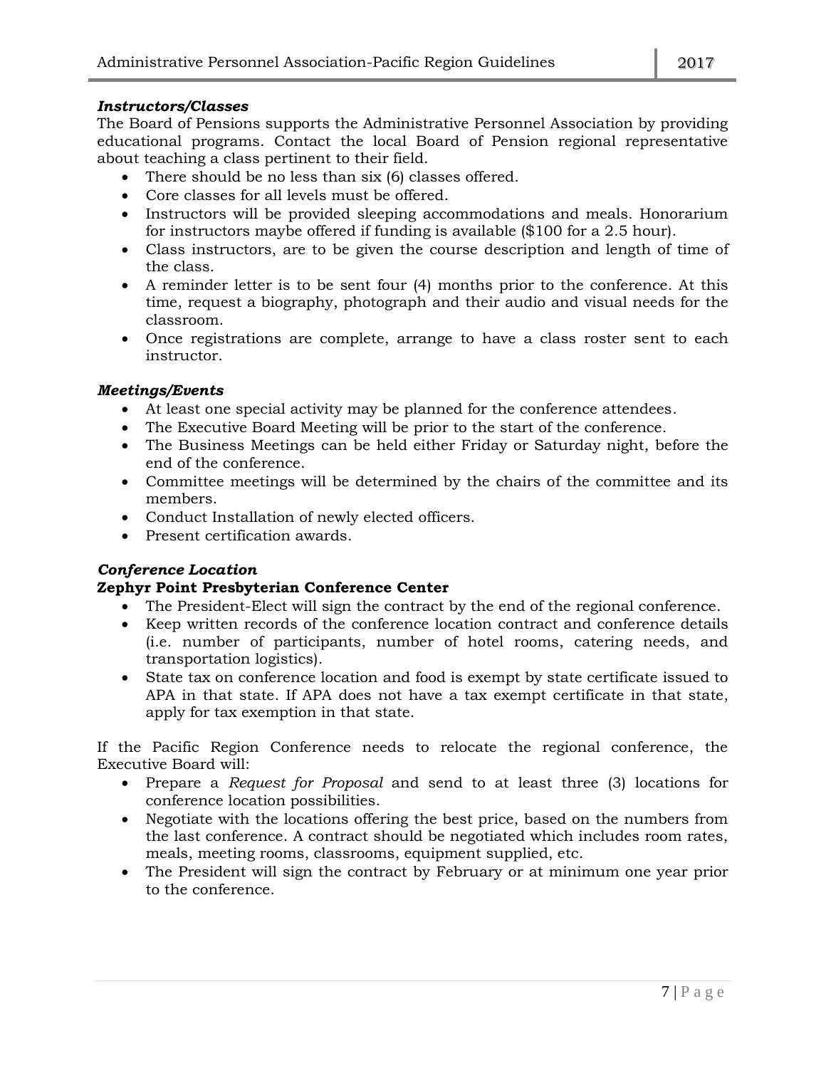### *Instructors/Classes*

The Board of Pensions supports the Administrative Personnel Association by providing educational programs. Contact the local Board of Pension regional representative about teaching a class pertinent to their field.

- There should be no less than six (6) classes offered.
- Core classes for all levels must be offered.
- Instructors will be provided sleeping accommodations and meals. Honorarium for instructors maybe offered if funding is available ($100 for a 2.5 hour).
- Class instructors, are to be given the course description and length of time of the class.
- A reminder letter is to be sent four (4) months prior to the conference. At this time, request a biography, photograph and their audio and visual needs for the classroom.
- Once registrations are complete, arrange to have a class roster sent to each instructor.

### *Meetings/Events*

- At least one special activity may be planned for the conference attendees.
- The Executive Board Meeting will be prior to the start of the conference.
- The Business Meetings can be held either Friday or Saturday night, before the end of the conference.
- Committee meetings will be determined by the chairs of the committee and its members.
- Conduct Installation of newly elected officers.
- Present certification awards.

### *Conference Location*

**Zephyr Point Presbyterian Conference Center**

- The President-Elect will sign the contract by the end of the regional conference.
- Keep written records of the conference location contract and conference details (i.e. number of participants, number of hotel rooms, catering needs, and transportation logistics).
- State tax on conference location and food is exempt by state certificate issued to APA in that state. If APA does not have a tax exempt certificate in that state, apply for tax exemption in that state.

If the Pacific Region Conference needs to relocate the regional conference, the Executive Board will:

- Prepare a *Request for Proposal* and send to at least three (3) locations for conference location possibilities.
- Negotiate with the locations offering the best price, based on the numbers from the last conference. A contract should be negotiated which includes room rates, meals, meeting rooms, classrooms, equipment supplied, etc.
- The President will sign the contract by February or at minimum one year prior to the conference.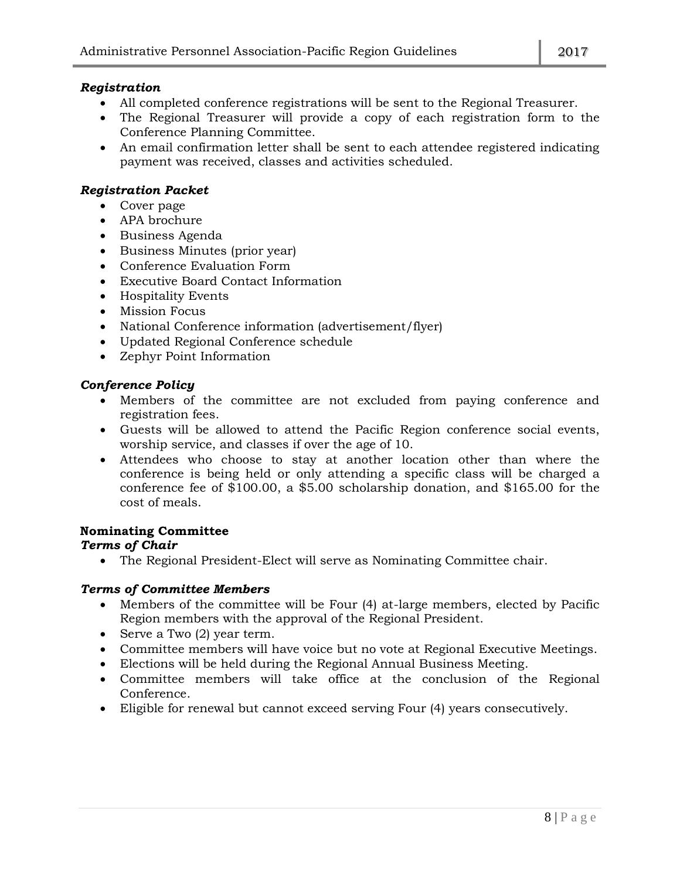### *Registration*

- All completed conference registrations will be sent to the Regional Treasurer.
- The Regional Treasurer will provide a copy of each registration form to the Conference Planning Committee.
- An email confirmation letter shall be sent to each attendee registered indicating payment was received, classes and activities scheduled.

### *Registration Packet*

- Cover page
- APA brochure
- Business Agenda
- Business Minutes (prior year)
- Conference Evaluation Form
- Executive Board Contact Information
- Hospitality Events
- Mission Focus
- National Conference information (advertisement/flyer)
- Updated Regional Conference schedule
- Zephyr Point Information

### *Conference Policy*

- Members of the committee are not excluded from paying conference and registration fees.
- Guests will be allowed to attend the Pacific Region conference social events, worship service, and classes if over the age of 10.
- Attendees who choose to stay at another location other than where the conference is being held or only attending a specific class will be charged a conference fee of $100.00, a $5.00 scholarship donation, and $165.00 for the cost of meals.

## Nominating Committee

### *Terms of Chair*

- The Regional President-Elect will serve as Nominating Committee chair.

### *Terms of Committee Members*

- Members of the committee will be Four (4) at-large members, elected by Pacific Region members with the approval of the Regional President.
- Serve a Two (2) year term.
- Committee members will have voice but no vote at Regional Executive Meetings.
- Elections will be held during the Regional Annual Business Meeting.
- Committee members will take office at the conclusion of the Regional Conference.
- Eligible for renewal but cannot exceed serving Four (4) years consecutively.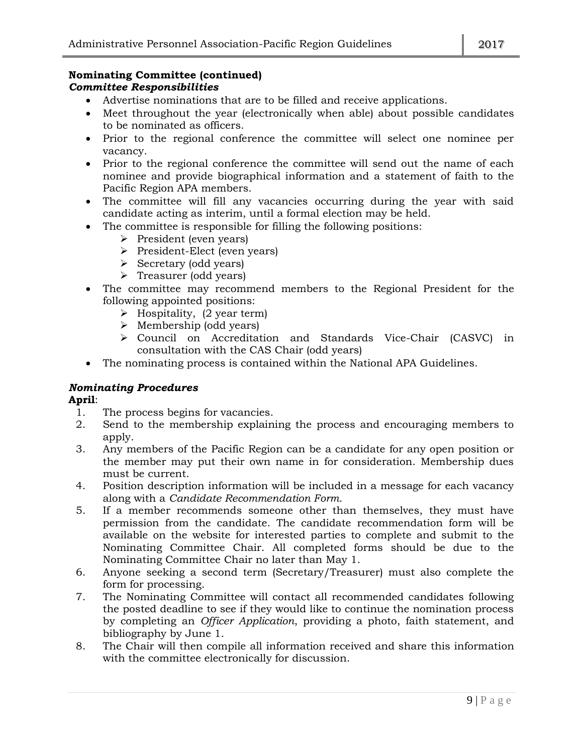**Nominating Committee (continued)**

***Committee Responsibilities***

- Advertise nominations that are to be filled and receive applications.
- Meet throughout the year (electronically when able) about possible candidates to be nominated as officers.
- Prior to the regional conference the committee will select one nominee per vacancy.
- Prior to the regional conference the committee will send out the name of each nominee and provide biographical information and a statement of faith to the Pacific Region APA members.
- The committee will fill any vacancies occurring during the year with said candidate acting as interim, until a formal election may be held.
- The committee is responsible for filling the following positions:
  - President (even years)
  - President-Elect (even years)
  - Secretary (odd years)
  - Treasurer (odd years)
- The committee may recommend members to the Regional President for the following appointed positions:
  - Hospitality, (2 year term)
  - Membership (odd years)
  - Council on Accreditation and Standards Vice-Chair (CASVC) in consultation with the CAS Chair (odd years)
- The nominating process is contained within the National APA Guidelines.

***Nominating Procedures***

**April**:

1. The process begins for vacancies.
2. Send to the membership explaining the process and encouraging members to apply.
3. Any members of the Pacific Region can be a candidate for any open position or the member may put their own name in for consideration. Membership dues must be current.
4. Position description information will be included in a message for each vacancy along with a *Candidate Recommendation Form*.
5. If a member recommends someone other than themselves, they must have permission from the candidate. The candidate recommendation form will be available on the website for interested parties to complete and submit to the Nominating Committee Chair. All completed forms should be due to the Nominating Committee Chair no later than May 1.
6. Anyone seeking a second term (Secretary/Treasurer) must also complete the form for processing.
7. The Nominating Committee will contact all recommended candidates following the posted deadline to see if they would like to continue the nomination process by completing an *Officer Application*, providing a photo, faith statement, and bibliography by June 1.
8. The Chair will then compile all information received and share this information with the committee electronically for discussion.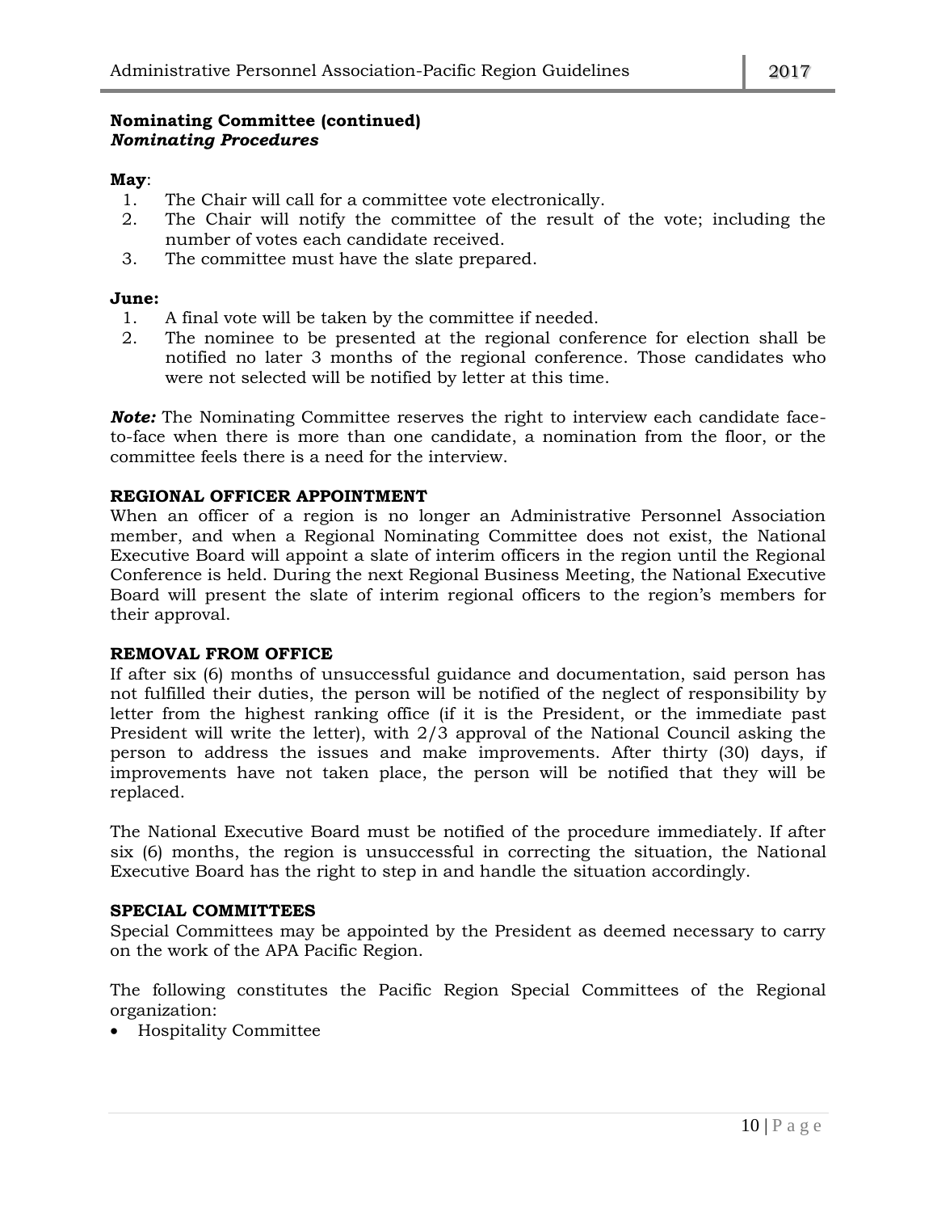**Nominating Committee (continued)**
***Nominating Procedures***

**May**:

1. The Chair will call for a committee vote electronically.
2. The Chair will notify the committee of the result of the vote; including the number of votes each candidate received.
3. The committee must have the slate prepared.

**June:**

1. A final vote will be taken by the committee if needed.
2. The nominee to be presented at the regional conference for election shall be notified no later 3 months of the regional conference. Those candidates who were not selected will be notified by letter at this time.

***Note:*** The Nominating Committee reserves the right to interview each candidate face-to-face when there is more than one candidate, a nomination from the floor, or the committee feels there is a need for the interview.

**REGIONAL OFFICER APPOINTMENT**

When an officer of a region is no longer an Administrative Personnel Association member, and when a Regional Nominating Committee does not exist, the National Executive Board will appoint a slate of interim officers in the region until the Regional Conference is held. During the next Regional Business Meeting, the National Executive Board will present the slate of interim regional officers to the region's members for their approval.

**REMOVAL FROM OFFICE**

If after six (6) months of unsuccessful guidance and documentation, said person has not fulfilled their duties, the person will be notified of the neglect of responsibility by letter from the highest ranking office (if it is the President, or the immediate past President will write the letter), with 2/3 approval of the National Council asking the person to address the issues and make improvements. After thirty (30) days, if improvements have not taken place, the person will be notified that they will be replaced.

The National Executive Board must be notified of the procedure immediately. If after six (6) months, the region is unsuccessful in correcting the situation, the National Executive Board has the right to step in and handle the situation accordingly.

**SPECIAL COMMITTEES**

Special Committees may be appointed by the President as deemed necessary to carry on the work of the APA Pacific Region.

The following constitutes the Pacific Region Special Committees of the Regional organization:

- Hospitality Committee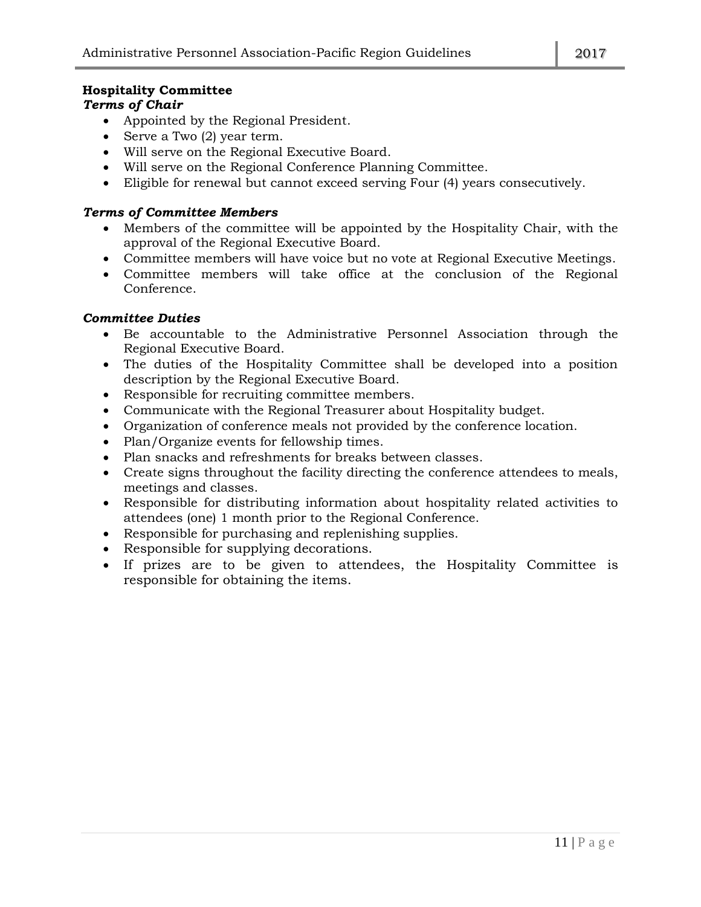**Hospitality Committee**

***Terms of Chair***

- Appointed by the Regional President.
- Serve a Two (2) year term.
- Will serve on the Regional Executive Board.
- Will serve on the Regional Conference Planning Committee.
- Eligible for renewal but cannot exceed serving Four (4) years consecutively.

***Terms of Committee Members***

- Members of the committee will be appointed by the Hospitality Chair, with the approval of the Regional Executive Board.
- Committee members will have voice but no vote at Regional Executive Meetings.
- Committee members will take office at the conclusion of the Regional Conference.

***Committee Duties***

- Be accountable to the Administrative Personnel Association through the Regional Executive Board.
- The duties of the Hospitality Committee shall be developed into a position description by the Regional Executive Board.
- Responsible for recruiting committee members.
- Communicate with the Regional Treasurer about Hospitality budget.
- Organization of conference meals not provided by the conference location.
- Plan/Organize events for fellowship times.
- Plan snacks and refreshments for breaks between classes.
- Create signs throughout the facility directing the conference attendees to meals, meetings and classes.
- Responsible for distributing information about hospitality related activities to attendees (one) 1 month prior to the Regional Conference.
- Responsible for purchasing and replenishing supplies.
- Responsible for supplying decorations.
- If prizes are to be given to attendees, the Hospitality Committee is responsible for obtaining the items.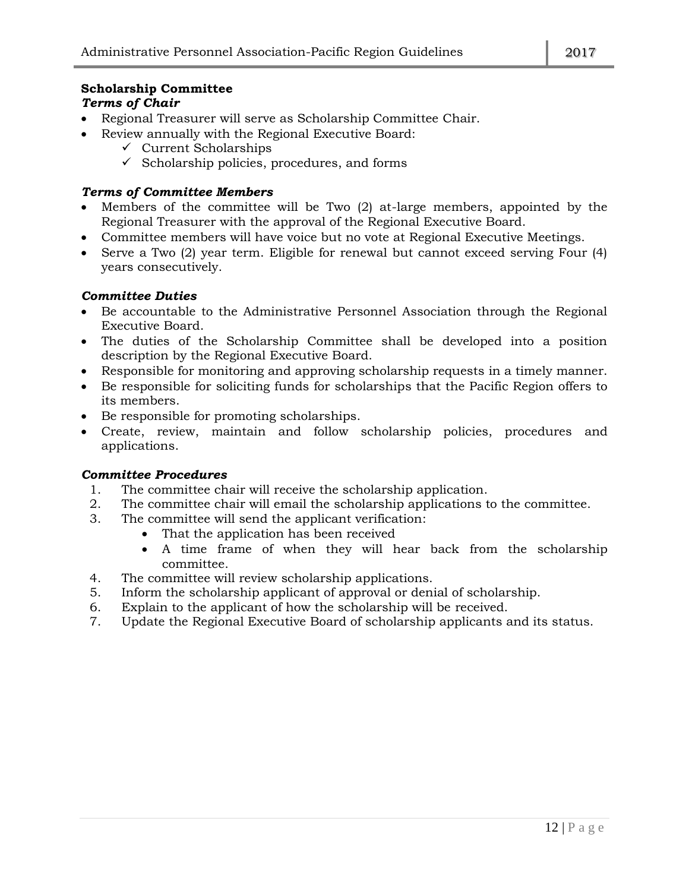## Scholarship Committee

### *Terms of Chair*

- Regional Treasurer will serve as Scholarship Committee Chair.
- Review annually with the Regional Executive Board:
  - ✓ Current Scholarships
  - ✓ Scholarship policies, procedures, and forms

### *Terms of Committee Members*

- Members of the committee will be Two (2) at-large members, appointed by the Regional Treasurer with the approval of the Regional Executive Board.
- Committee members will have voice but no vote at Regional Executive Meetings.
- Serve a Two (2) year term. Eligible for renewal but cannot exceed serving Four (4) years consecutively.

### *Committee Duties*

- Be accountable to the Administrative Personnel Association through the Regional Executive Board.
- The duties of the Scholarship Committee shall be developed into a position description by the Regional Executive Board.
- Responsible for monitoring and approving scholarship requests in a timely manner.
- Be responsible for soliciting funds for scholarships that the Pacific Region offers to its members.
- Be responsible for promoting scholarships.
- Create, review, maintain and follow scholarship policies, procedures and applications.

### *Committee Procedures*

1. The committee chair will receive the scholarship application.
2. The committee chair will email the scholarship applications to the committee.
3. The committee will send the applicant verification:
   - That the application has been received
   - A time frame of when they will hear back from the scholarship committee.
4. The committee will review scholarship applications.
5. Inform the scholarship applicant of approval or denial of scholarship.
6. Explain to the applicant of how the scholarship will be received.
7. Update the Regional Executive Board of scholarship applicants and its status.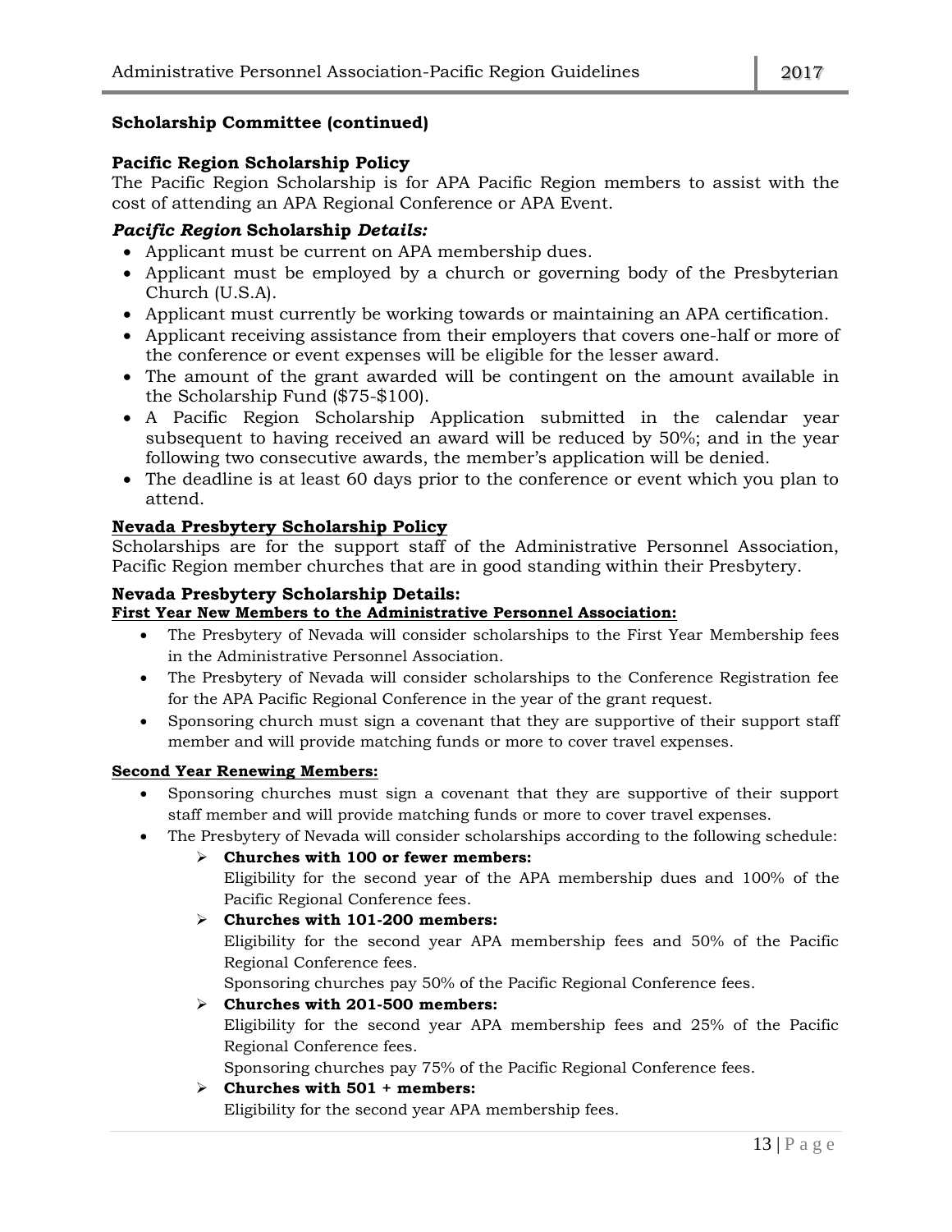**Scholarship Committee (continued)**

**Pacific Region Scholarship Policy**

The Pacific Region Scholarship is for APA Pacific Region members to assist with the cost of attending an APA Regional Conference or APA Event.

***Pacific Region* Scholarship *Details:***

- Applicant must be current on APA membership dues.
- Applicant must be employed by a church or governing body of the Presbyterian Church (U.S.A).
- Applicant must currently be working towards or maintaining an APA certification.
- Applicant receiving assistance from their employers that covers one-half or more of the conference or event expenses will be eligible for the lesser award.
- The amount of the grant awarded will be contingent on the amount available in the Scholarship Fund ($75-$100).
- A Pacific Region Scholarship Application submitted in the calendar year subsequent to having received an award will be reduced by 50%; and in the year following two consecutive awards, the member's application will be denied.
- The deadline is at least 60 days prior to the conference or event which you plan to attend.

**Nevada Presbytery Scholarship Policy**

Scholarships are for the support staff of the Administrative Personnel Association, Pacific Region member churches that are in good standing within their Presbytery.

**Nevada Presbytery Scholarship Details:**

**First Year New Members to the Administrative Personnel Association:**

- The Presbytery of Nevada will consider scholarships to the First Year Membership fees in the Administrative Personnel Association.
- The Presbytery of Nevada will consider scholarships to the Conference Registration fee for the APA Pacific Regional Conference in the year of the grant request.
- Sponsoring church must sign a covenant that they are supportive of their support staff member and will provide matching funds or more to cover travel expenses.

**Second Year Renewing Members:**

- Sponsoring churches must sign a covenant that they are supportive of their support staff member and will provide matching funds or more to cover travel expenses.
- The Presbytery of Nevada will consider scholarships according to the following schedule:
  - **Churches with 100 or fewer members:**
    Eligibility for the second year of the APA membership dues and 100% of the Pacific Regional Conference fees.
  - **Churches with 101-200 members:**
    Eligibility for the second year APA membership fees and 50% of the Pacific Regional Conference fees.
    Sponsoring churches pay 50% of the Pacific Regional Conference fees.
  - **Churches with 201-500 members:**
    Eligibility for the second year APA membership fees and 25% of the Pacific Regional Conference fees.
    Sponsoring churches pay 75% of the Pacific Regional Conference fees.
  - **Churches with 501 + members:**
    Eligibility for the second year APA membership fees.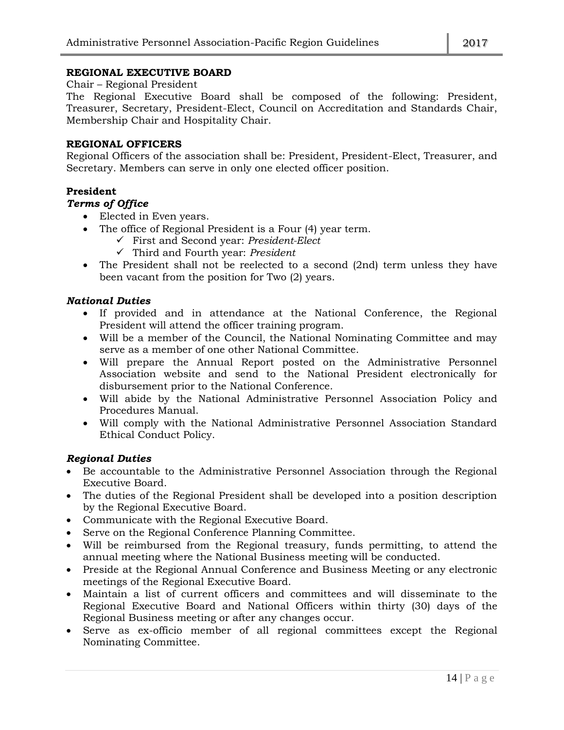## REGIONAL EXECUTIVE BOARD

Chair – Regional President

The Regional Executive Board shall be composed of the following: President, Treasurer, Secretary, President-Elect, Council on Accreditation and Standards Chair, Membership Chair and Hospitality Chair.

## REGIONAL OFFICERS

Regional Officers of the association shall be: President, President-Elect, Treasurer, and Secretary. Members can serve in only one elected officer position.

### President

***Terms of Office***

- Elected in Even years.
- The office of Regional President is a Four (4) year term.
  - ✓ First and Second year: *President-Elect*
  - ✓ Third and Fourth year: *President*
- The President shall not be reelected to a second (2nd) term unless they have been vacant from the position for Two (2) years.

***National Duties***

- If provided and in attendance at the National Conference, the Regional President will attend the officer training program.
- Will be a member of the Council, the National Nominating Committee and may serve as a member of one other National Committee.
- Will prepare the Annual Report posted on the Administrative Personnel Association website and send to the National President electronically for disbursement prior to the National Conference.
- Will abide by the National Administrative Personnel Association Policy and Procedures Manual.
- Will comply with the National Administrative Personnel Association Standard Ethical Conduct Policy.

***Regional Duties***

- Be accountable to the Administrative Personnel Association through the Regional Executive Board.
- The duties of the Regional President shall be developed into a position description by the Regional Executive Board.
- Communicate with the Regional Executive Board.
- Serve on the Regional Conference Planning Committee.
- Will be reimbursed from the Regional treasury, funds permitting, to attend the annual meeting where the National Business meeting will be conducted.
- Preside at the Regional Annual Conference and Business Meeting or any electronic meetings of the Regional Executive Board.
- Maintain a list of current officers and committees and will disseminate to the Regional Executive Board and National Officers within thirty (30) days of the Regional Business meeting or after any changes occur.
- Serve as ex-officio member of all regional committees except the Regional Nominating Committee.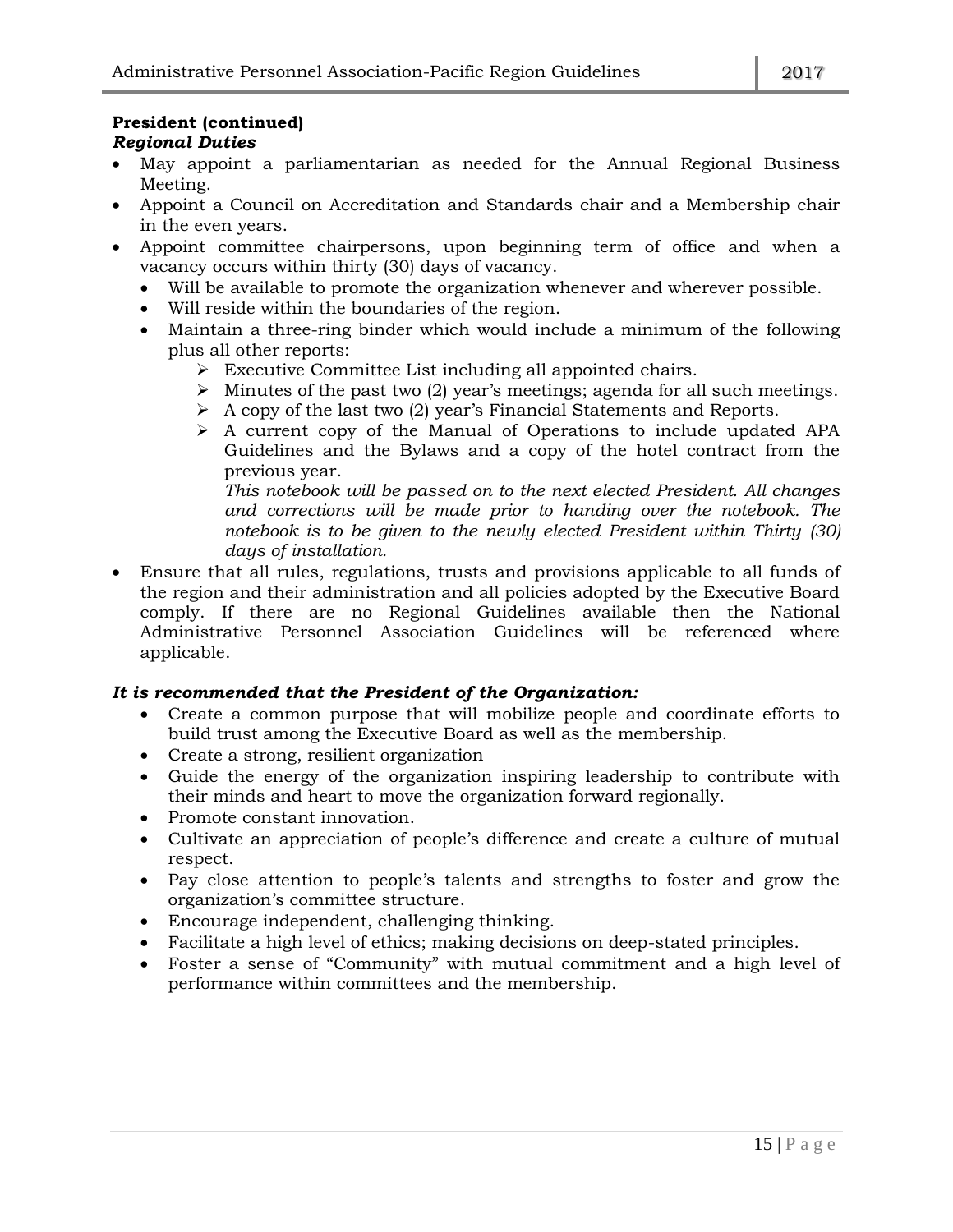**President (continued)**

***Regional Duties***

- May appoint a parliamentarian as needed for the Annual Regional Business Meeting.
- Appoint a Council on Accreditation and Standards chair and a Membership chair in the even years.
- Appoint committee chairpersons, upon beginning term of office and when a vacancy occurs within thirty (30) days of vacancy.
  - Will be available to promote the organization whenever and wherever possible.
  - Will reside within the boundaries of the region.
  - Maintain a three-ring binder which would include a minimum of the following plus all other reports:
    - Executive Committee List including all appointed chairs.
    - Minutes of the past two (2) year's meetings; agenda for all such meetings.
    - A copy of the last two (2) year's Financial Statements and Reports.
    - A current copy of the Manual of Operations to include updated APA Guidelines and the Bylaws and a copy of the hotel contract from the previous year.

      *This notebook will be passed on to the next elected President. All changes and corrections will be made prior to handing over the notebook. The notebook is to be given to the newly elected President within Thirty (30) days of installation.*
- Ensure that all rules, regulations, trusts and provisions applicable to all funds of the region and their administration and all policies adopted by the Executive Board comply. If there are no Regional Guidelines available then the National Administrative Personnel Association Guidelines will be referenced where applicable.

***It is recommended that the President of the Organization:***

- Create a common purpose that will mobilize people and coordinate efforts to build trust among the Executive Board as well as the membership.
- Create a strong, resilient organization
- Guide the energy of the organization inspiring leadership to contribute with their minds and heart to move the organization forward regionally.
- Promote constant innovation.
- Cultivate an appreciation of people's difference and create a culture of mutual respect.
- Pay close attention to people's talents and strengths to foster and grow the organization's committee structure.
- Encourage independent, challenging thinking.
- Facilitate a high level of ethics; making decisions on deep-stated principles.
- Foster a sense of "Community" with mutual commitment and a high level of performance within committees and the membership.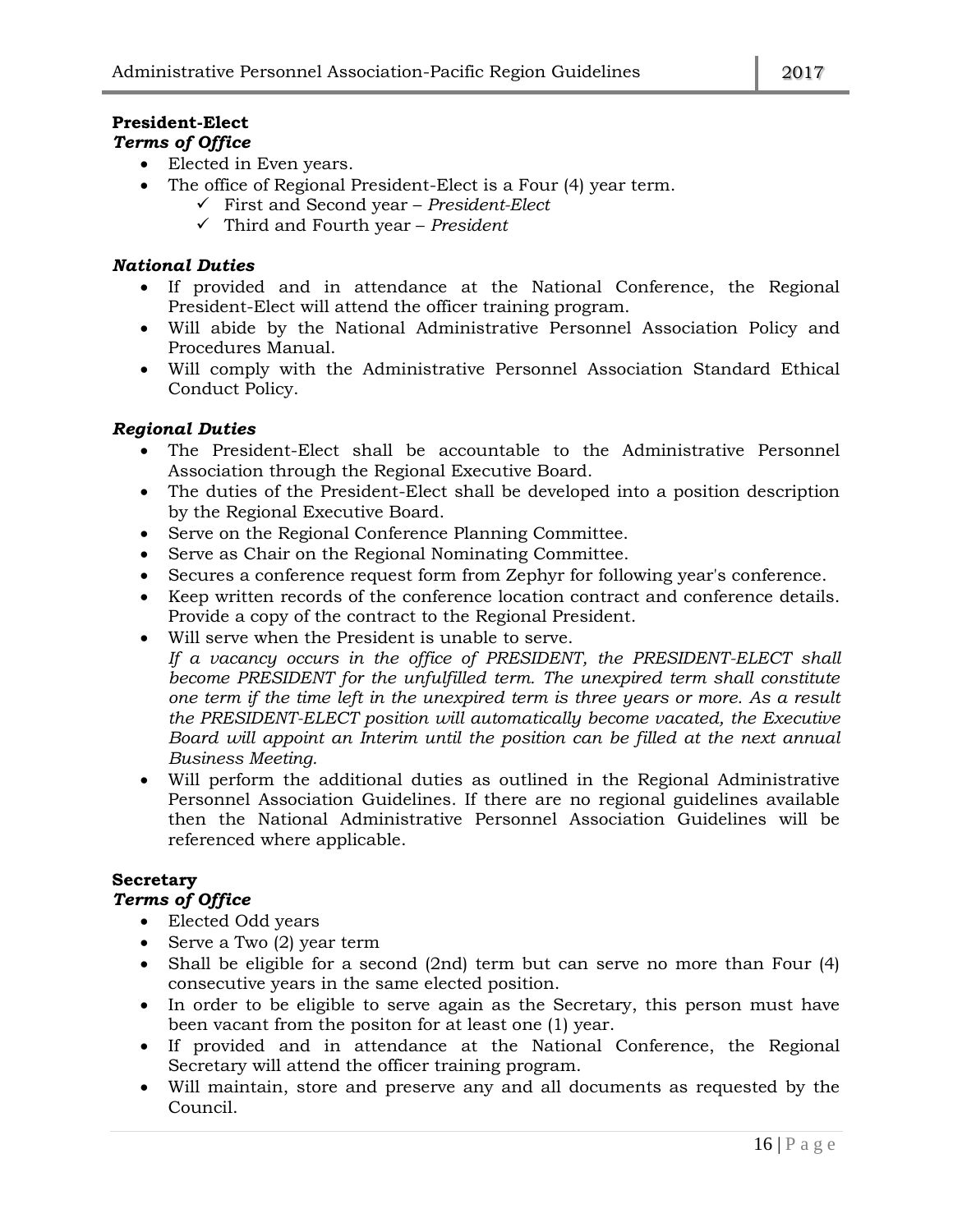**President-Elect**

***Terms of Office***

- Elected in Even years.
- The office of Regional President-Elect is a Four (4) year term.
  - ✓ First and Second year – *President-Elect*
  - ✓ Third and Fourth year – *President*

***National Duties***

- If provided and in attendance at the National Conference, the Regional President-Elect will attend the officer training program.
- Will abide by the National Administrative Personnel Association Policy and Procedures Manual.
- Will comply with the Administrative Personnel Association Standard Ethical Conduct Policy.

***Regional Duties***

- The President-Elect shall be accountable to the Administrative Personnel Association through the Regional Executive Board.
- The duties of the President-Elect shall be developed into a position description by the Regional Executive Board.
- Serve on the Regional Conference Planning Committee.
- Serve as Chair on the Regional Nominating Committee.
- Secures a conference request form from Zephyr for following year's conference.
- Keep written records of the conference location contract and conference details. Provide a copy of the contract to the Regional President.
- Will serve when the President is unable to serve.
  *If a vacancy occurs in the office of PRESIDENT, the PRESIDENT-ELECT shall become PRESIDENT for the unfulfilled term. The unexpired term shall constitute one term if the time left in the unexpired term is three years or more. As a result the PRESIDENT-ELECT position will automatically become vacated, the Executive Board will appoint an Interim until the position can be filled at the next annual Business Meeting.*
- Will perform the additional duties as outlined in the Regional Administrative Personnel Association Guidelines. If there are no regional guidelines available then the National Administrative Personnel Association Guidelines will be referenced where applicable.

**Secretary**

***Terms of Office***

- Elected Odd years
- Serve a Two (2) year term
- Shall be eligible for a second (2nd) term but can serve no more than Four (4) consecutive years in the same elected position.
- In order to be eligible to serve again as the Secretary, this person must have been vacant from the positon for at least one (1) year.
- If provided and in attendance at the National Conference, the Regional Secretary will attend the officer training program.
- Will maintain, store and preserve any and all documents as requested by the Council.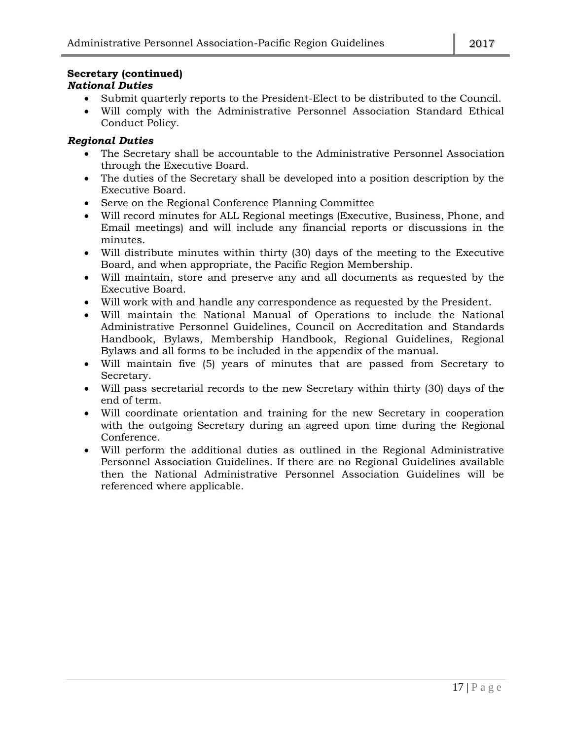**Secretary (continued)**

***National Duties***

- Submit quarterly reports to the President-Elect to be distributed to the Council.
- Will comply with the Administrative Personnel Association Standard Ethical Conduct Policy.

***Regional Duties***

- The Secretary shall be accountable to the Administrative Personnel Association through the Executive Board.
- The duties of the Secretary shall be developed into a position description by the Executive Board.
- Serve on the Regional Conference Planning Committee
- Will record minutes for ALL Regional meetings (Executive, Business, Phone, and Email meetings) and will include any financial reports or discussions in the minutes.
- Will distribute minutes within thirty (30) days of the meeting to the Executive Board, and when appropriate, the Pacific Region Membership.
- Will maintain, store and preserve any and all documents as requested by the Executive Board.
- Will work with and handle any correspondence as requested by the President.
- Will maintain the National Manual of Operations to include the National Administrative Personnel Guidelines, Council on Accreditation and Standards Handbook, Bylaws, Membership Handbook, Regional Guidelines, Regional Bylaws and all forms to be included in the appendix of the manual.
- Will maintain five (5) years of minutes that are passed from Secretary to Secretary.
- Will pass secretarial records to the new Secretary within thirty (30) days of the end of term.
- Will coordinate orientation and training for the new Secretary in cooperation with the outgoing Secretary during an agreed upon time during the Regional Conference.
- Will perform the additional duties as outlined in the Regional Administrative Personnel Association Guidelines. If there are no Regional Guidelines available then the National Administrative Personnel Association Guidelines will be referenced where applicable.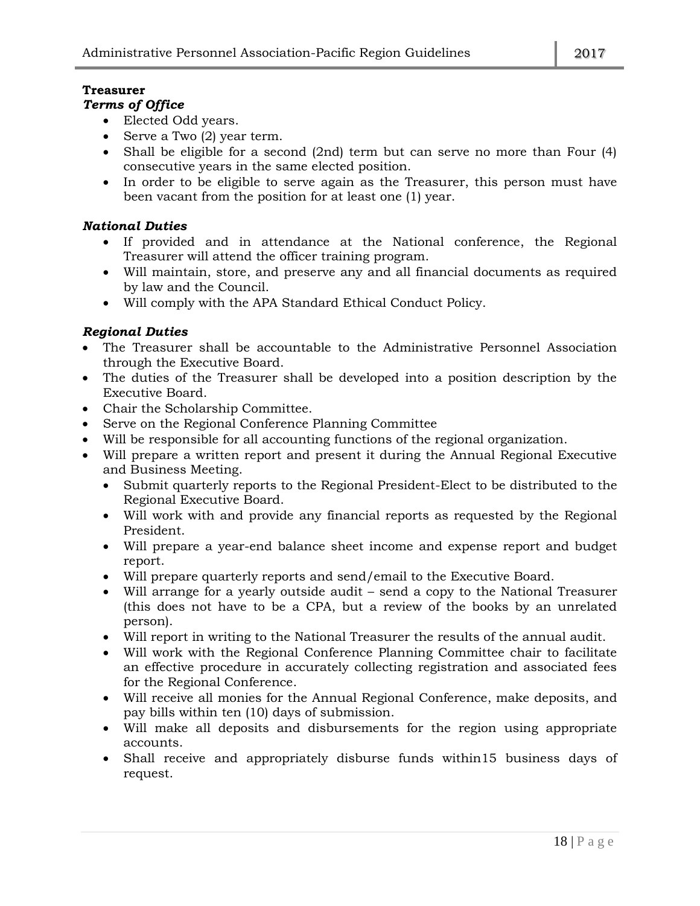**Treasurer**

***Terms of Office***

- Elected Odd years.
- Serve a Two (2) year term.
- Shall be eligible for a second (2nd) term but can serve no more than Four (4) consecutive years in the same elected position.
- In order to be eligible to serve again as the Treasurer, this person must have been vacant from the position for at least one (1) year.

***National Duties***

- If provided and in attendance at the National conference, the Regional Treasurer will attend the officer training program.
- Will maintain, store, and preserve any and all financial documents as required by law and the Council.
- Will comply with the APA Standard Ethical Conduct Policy.

***Regional Duties***

- The Treasurer shall be accountable to the Administrative Personnel Association through the Executive Board.
- The duties of the Treasurer shall be developed into a position description by the Executive Board.
- Chair the Scholarship Committee.
- Serve on the Regional Conference Planning Committee
- Will be responsible for all accounting functions of the regional organization.
- Will prepare a written report and present it during the Annual Regional Executive and Business Meeting.
  - Submit quarterly reports to the Regional President-Elect to be distributed to the Regional Executive Board.
  - Will work with and provide any financial reports as requested by the Regional President.
  - Will prepare a year-end balance sheet income and expense report and budget report.
  - Will prepare quarterly reports and send/email to the Executive Board.
  - Will arrange for a yearly outside audit – send a copy to the National Treasurer (this does not have to be a CPA, but a review of the books by an unrelated person).
  - Will report in writing to the National Treasurer the results of the annual audit.
  - Will work with the Regional Conference Planning Committee chair to facilitate an effective procedure in accurately collecting registration and associated fees for the Regional Conference.
  - Will receive all monies for the Annual Regional Conference, make deposits, and pay bills within ten (10) days of submission.
  - Will make all deposits and disbursements for the region using appropriate accounts.
  - Shall receive and appropriately disburse funds within15 business days of request.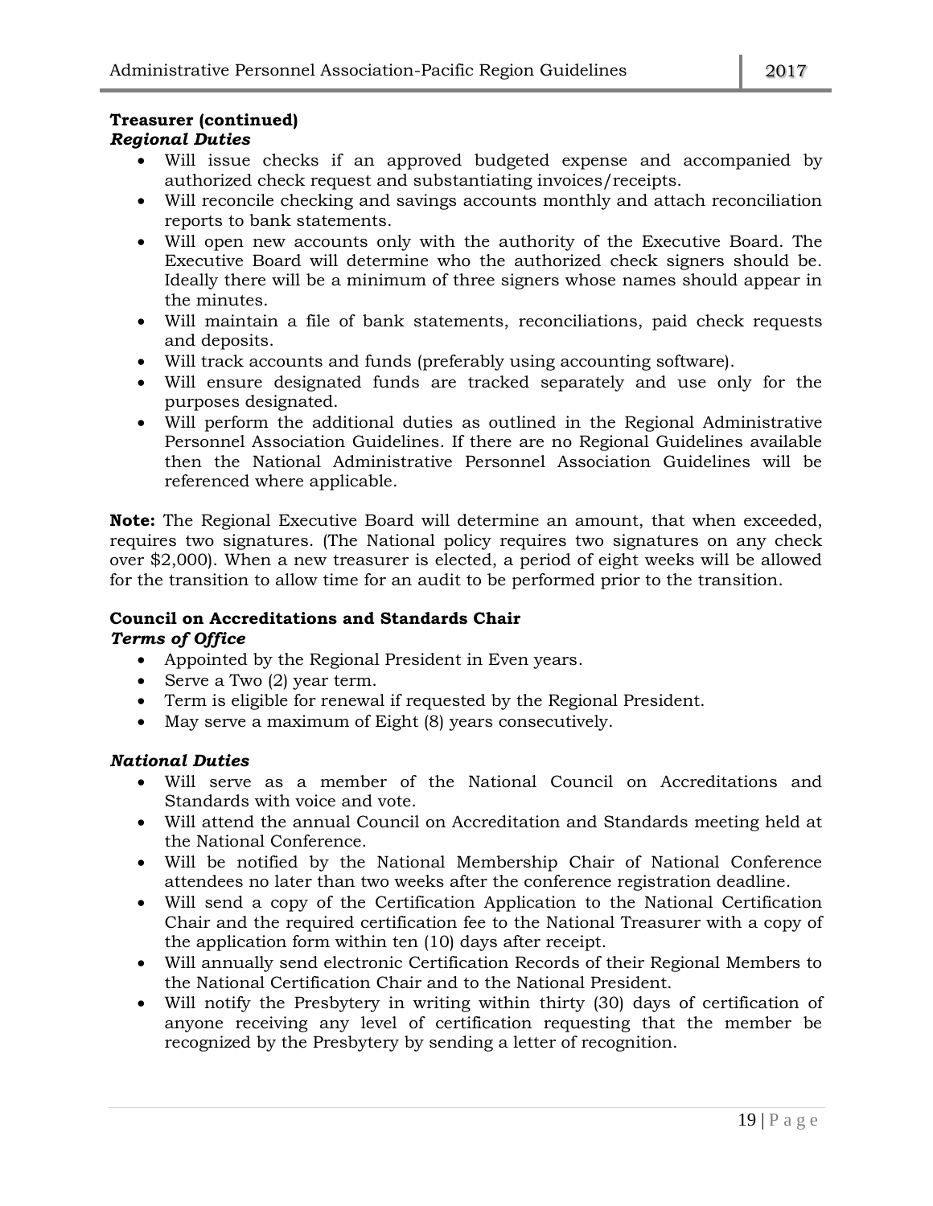**Treasurer (continued)**

***Regional Duties***

- Will issue checks if an approved budgeted expense and accompanied by authorized check request and substantiating invoices/receipts.
- Will reconcile checking and savings accounts monthly and attach reconciliation reports to bank statements.
- Will open new accounts only with the authority of the Executive Board. The Executive Board will determine who the authorized check signers should be. Ideally there will be a minimum of three signers whose names should appear in the minutes.
- Will maintain a file of bank statements, reconciliations, paid check requests and deposits.
- Will track accounts and funds (preferably using accounting software).
- Will ensure designated funds are tracked separately and use only for the purposes designated.
- Will perform the additional duties as outlined in the Regional Administrative Personnel Association Guidelines. If there are no Regional Guidelines available then the National Administrative Personnel Association Guidelines will be referenced where applicable.

**Note:** The Regional Executive Board will determine an amount, that when exceeded, requires two signatures. (The National policy requires two signatures on any check over $2,000). When a new treasurer is elected, a period of eight weeks will be allowed for the transition to allow time for an audit to be performed prior to the transition.

**Council on Accreditations and Standards Chair**

***Terms of Office***

- Appointed by the Regional President in Even years.
- Serve a Two (2) year term.
- Term is eligible for renewal if requested by the Regional President.
- May serve a maximum of Eight (8) years consecutively.

***National Duties***

- Will serve as a member of the National Council on Accreditations and Standards with voice and vote.
- Will attend the annual Council on Accreditation and Standards meeting held at the National Conference.
- Will be notified by the National Membership Chair of National Conference attendees no later than two weeks after the conference registration deadline.
- Will send a copy of the Certification Application to the National Certification Chair and the required certification fee to the National Treasurer with a copy of the application form within ten (10) days after receipt.
- Will annually send electronic Certification Records of their Regional Members to the National Certification Chair and to the National President.
- Will notify the Presbytery in writing within thirty (30) days of certification of anyone receiving any level of certification requesting that the member be recognized by the Presbytery by sending a letter of recognition.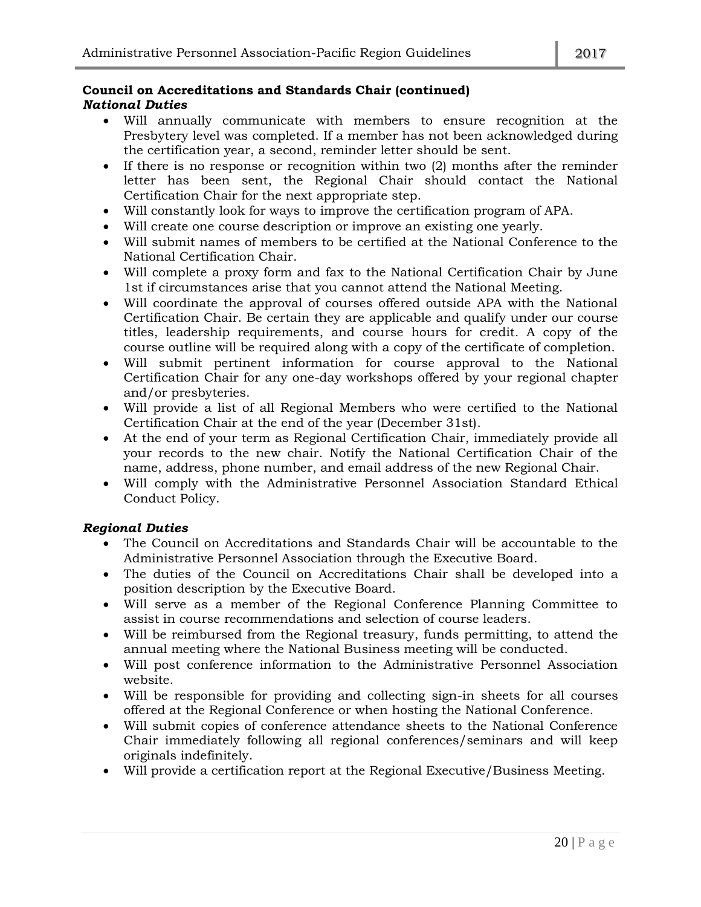**Council on Accreditations and Standards Chair (continued)**
***National Duties***

- Will annually communicate with members to ensure recognition at the Presbytery level was completed. If a member has not been acknowledged during the certification year, a second, reminder letter should be sent.
- If there is no response or recognition within two (2) months after the reminder letter has been sent, the Regional Chair should contact the National Certification Chair for the next appropriate step.
- Will constantly look for ways to improve the certification program of APA.
- Will create one course description or improve an existing one yearly.
- Will submit names of members to be certified at the National Conference to the National Certification Chair.
- Will complete a proxy form and fax to the National Certification Chair by June 1st if circumstances arise that you cannot attend the National Meeting.
- Will coordinate the approval of courses offered outside APA with the National Certification Chair. Be certain they are applicable and qualify under our course titles, leadership requirements, and course hours for credit. A copy of the course outline will be required along with a copy of the certificate of completion.
- Will submit pertinent information for course approval to the National Certification Chair for any one-day workshops offered by your regional chapter and/or presbyteries.
- Will provide a list of all Regional Members who were certified to the National Certification Chair at the end of the year (December 31st).
- At the end of your term as Regional Certification Chair, immediately provide all your records to the new chair. Notify the National Certification Chair of the name, address, phone number, and email address of the new Regional Chair.
- Will comply with the Administrative Personnel Association Standard Ethical Conduct Policy.

***Regional Duties***

- The Council on Accreditations and Standards Chair will be accountable to the Administrative Personnel Association through the Executive Board.
- The duties of the Council on Accreditations Chair shall be developed into a position description by the Executive Board.
- Will serve as a member of the Regional Conference Planning Committee to assist in course recommendations and selection of course leaders.
- Will be reimbursed from the Regional treasury, funds permitting, to attend the annual meeting where the National Business meeting will be conducted.
- Will post conference information to the Administrative Personnel Association website.
- Will be responsible for providing and collecting sign-in sheets for all courses offered at the Regional Conference or when hosting the National Conference.
- Will submit copies of conference attendance sheets to the National Conference Chair immediately following all regional conferences/seminars and will keep originals indefinitely.
- Will provide a certification report at the Regional Executive/Business Meeting.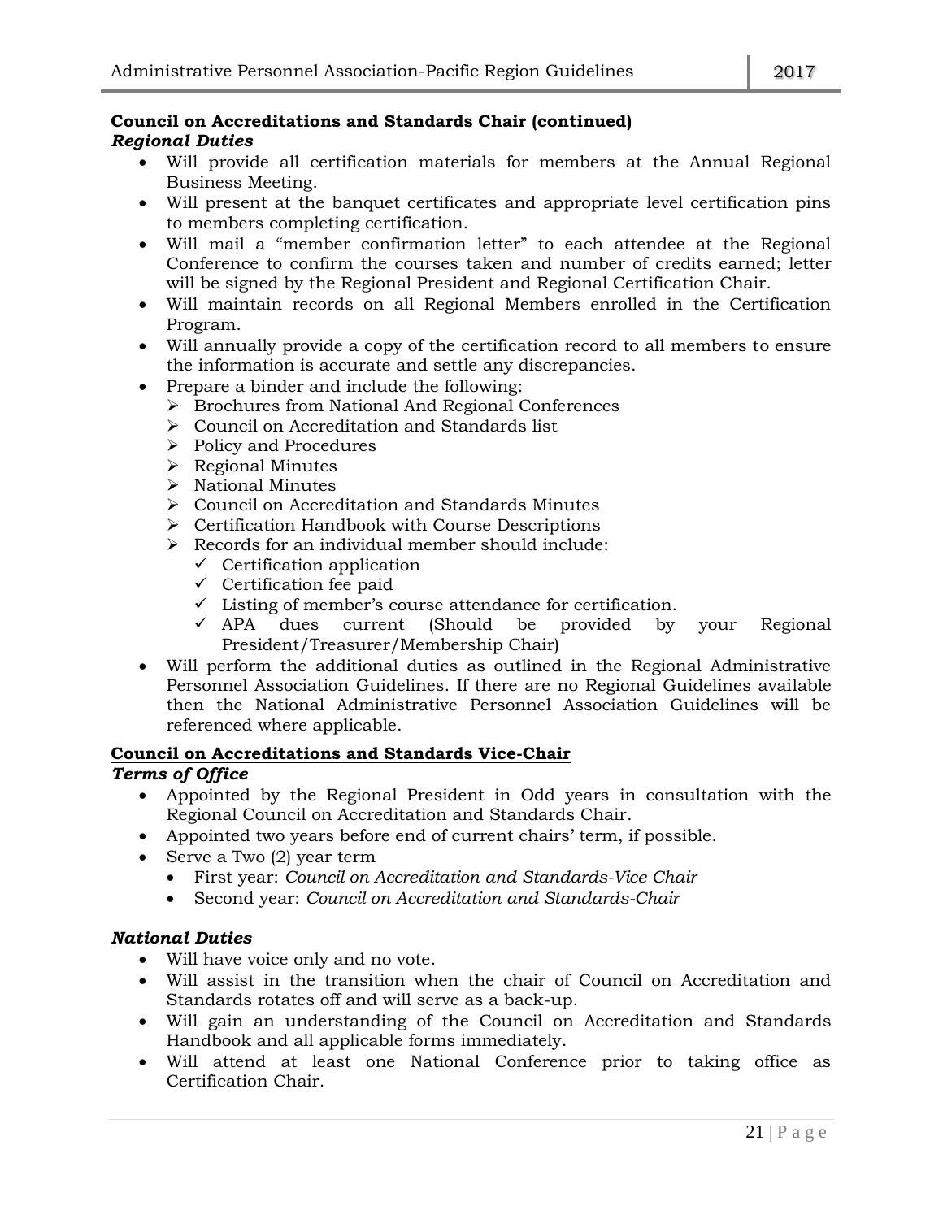**Council on Accreditations and Standards Chair (continued)**

***Regional Duties***

- Will provide all certification materials for members at the Annual Regional Business Meeting.
- Will present at the banquet certificates and appropriate level certification pins to members completing certification.
- Will mail a "member confirmation letter" to each attendee at the Regional Conference to confirm the courses taken and number of credits earned; letter will be signed by the Regional President and Regional Certification Chair.
- Will maintain records on all Regional Members enrolled in the Certification Program.
- Will annually provide a copy of the certification record to all members to ensure the information is accurate and settle any discrepancies.
- Prepare a binder and include the following:
  - Brochures from National And Regional Conferences
  - Council on Accreditation and Standards list
  - Policy and Procedures
  - Regional Minutes
  - National Minutes
  - Council on Accreditation and Standards Minutes
  - Certification Handbook with Course Descriptions
  - Records for an individual member should include:
    - ✓ Certification application
    - ✓ Certification fee paid
    - ✓ Listing of member's course attendance for certification.
    - ✓ APA dues current (Should be provided by your Regional President/Treasurer/Membership Chair)
- Will perform the additional duties as outlined in the Regional Administrative Personnel Association Guidelines. If there are no Regional Guidelines available then the National Administrative Personnel Association Guidelines will be referenced where applicable.

<u>**Council on Accreditations and Standards Vice-Chair**</u>

***Terms of Office***

- Appointed by the Regional President in Odd years in consultation with the Regional Council on Accreditation and Standards Chair.
- Appointed two years before end of current chairs' term, if possible.
- Serve a Two (2) year term
  - First year: *Council on Accreditation and Standards-Vice Chair*
  - Second year: *Council on Accreditation and Standards-Chair*

***National Duties***

- Will have voice only and no vote.
- Will assist in the transition when the chair of Council on Accreditation and Standards rotates off and will serve as a back-up.
- Will gain an understanding of the Council on Accreditation and Standards Handbook and all applicable forms immediately.
- Will attend at least one National Conference prior to taking office as Certification Chair.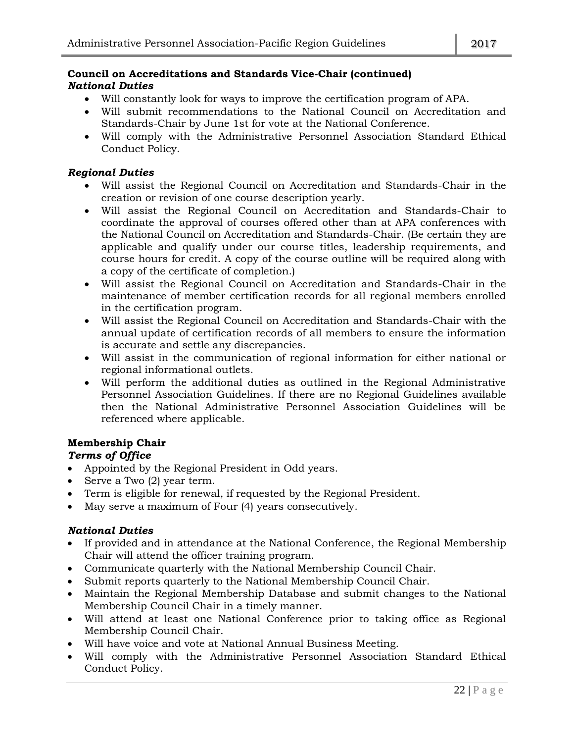**Council on Accreditations and Standards Vice-Chair (continued)**

***National Duties***

- Will constantly look for ways to improve the certification program of APA.
- Will submit recommendations to the National Council on Accreditation and Standards-Chair by June 1st for vote at the National Conference.
- Will comply with the Administrative Personnel Association Standard Ethical Conduct Policy.

***Regional Duties***

- Will assist the Regional Council on Accreditation and Standards-Chair in the creation or revision of one course description yearly.
- Will assist the Regional Council on Accreditation and Standards-Chair to coordinate the approval of courses offered other than at APA conferences with the National Council on Accreditation and Standards-Chair. (Be certain they are applicable and qualify under our course titles, leadership requirements, and course hours for credit. A copy of the course outline will be required along with a copy of the certificate of completion.)
- Will assist the Regional Council on Accreditation and Standards-Chair in the maintenance of member certification records for all regional members enrolled in the certification program.
- Will assist the Regional Council on Accreditation and Standards-Chair with the annual update of certification records of all members to ensure the information is accurate and settle any discrepancies.
- Will assist in the communication of regional information for either national or regional informational outlets.
- Will perform the additional duties as outlined in the Regional Administrative Personnel Association Guidelines. If there are no Regional Guidelines available then the National Administrative Personnel Association Guidelines will be referenced where applicable.

**Membership Chair**

***Terms of Office***

- Appointed by the Regional President in Odd years.
- Serve a Two (2) year term.
- Term is eligible for renewal, if requested by the Regional President.
- May serve a maximum of Four (4) years consecutively.

***National Duties***

- If provided and in attendance at the National Conference, the Regional Membership Chair will attend the officer training program.
- Communicate quarterly with the National Membership Council Chair.
- Submit reports quarterly to the National Membership Council Chair.
- Maintain the Regional Membership Database and submit changes to the National Membership Council Chair in a timely manner.
- Will attend at least one National Conference prior to taking office as Regional Membership Council Chair.
- Will have voice and vote at National Annual Business Meeting.
- Will comply with the Administrative Personnel Association Standard Ethical Conduct Policy.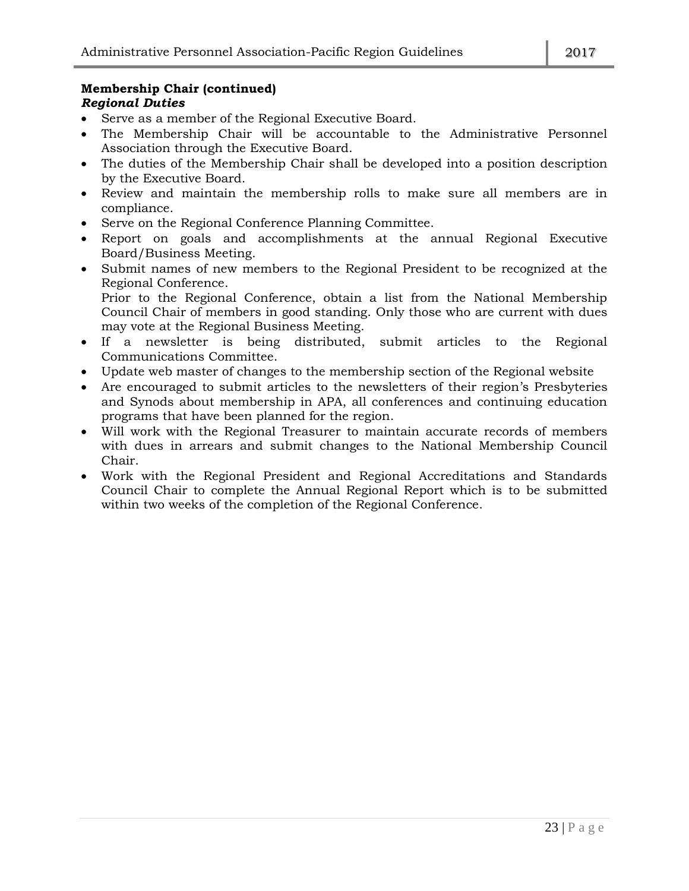**Membership Chair (continued)**

***Regional Duties***

- Serve as a member of the Regional Executive Board.
- The Membership Chair will be accountable to the Administrative Personnel Association through the Executive Board.
- The duties of the Membership Chair shall be developed into a position description by the Executive Board.
- Review and maintain the membership rolls to make sure all members are in compliance.
- Serve on the Regional Conference Planning Committee.
- Report on goals and accomplishments at the annual Regional Executive Board/Business Meeting.
- Submit names of new members to the Regional President to be recognized at the Regional Conference.
  Prior to the Regional Conference, obtain a list from the National Membership Council Chair of members in good standing. Only those who are current with dues may vote at the Regional Business Meeting.
- If a newsletter is being distributed, submit articles to the Regional Communications Committee.
- Update web master of changes to the membership section of the Regional website
- Are encouraged to submit articles to the newsletters of their region's Presbyteries and Synods about membership in APA, all conferences and continuing education programs that have been planned for the region.
- Will work with the Regional Treasurer to maintain accurate records of members with dues in arrears and submit changes to the National Membership Council Chair.
- Work with the Regional President and Regional Accreditations and Standards Council Chair to complete the Annual Regional Report which is to be submitted within two weeks of the completion of the Regional Conference.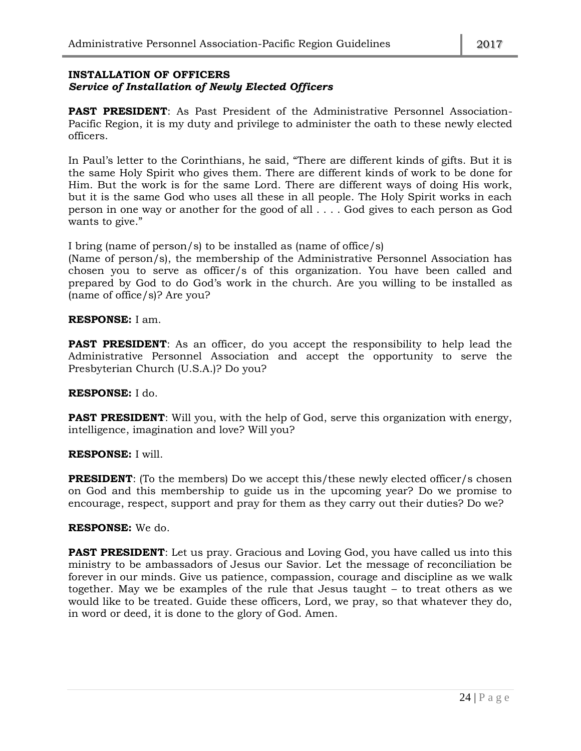**INSTALLATION OF OFFICERS**
***Service of Installation of Newly Elected Officers***

**PAST PRESIDENT**: As Past President of the Administrative Personnel Association-Pacific Region, it is my duty and privilege to administer the oath to these newly elected officers.

In Paul's letter to the Corinthians, he said, "There are different kinds of gifts. But it is the same Holy Spirit who gives them. There are different kinds of work to be done for Him. But the work is for the same Lord. There are different ways of doing His work, but it is the same God who uses all these in all people. The Holy Spirit works in each person in one way or another for the good of all . . . . God gives to each person as God wants to give."

I bring (name of person/s) to be installed as (name of office/s)
(Name of person/s), the membership of the Administrative Personnel Association has chosen you to serve as officer/s of this organization. You have been called and prepared by God to do God's work in the church. Are you willing to be installed as (name of office/s)? Are you?

**RESPONSE:** I am.

**PAST PRESIDENT**: As an officer, do you accept the responsibility to help lead the Administrative Personnel Association and accept the opportunity to serve the Presbyterian Church (U.S.A.)? Do you?

**RESPONSE:** I do.

**PAST PRESIDENT**: Will you, with the help of God, serve this organization with energy, intelligence, imagination and love? Will you?

**RESPONSE:** I will.

**PRESIDENT**: (To the members) Do we accept this/these newly elected officer/s chosen on God and this membership to guide us in the upcoming year? Do we promise to encourage, respect, support and pray for them as they carry out their duties? Do we?

**RESPONSE:** We do.

**PAST PRESIDENT**: Let us pray. Gracious and Loving God, you have called us into this ministry to be ambassadors of Jesus our Savior. Let the message of reconciliation be forever in our minds. Give us patience, compassion, courage and discipline as we walk together. May we be examples of the rule that Jesus taught – to treat others as we would like to be treated. Guide these officers, Lord, we pray, so that whatever they do, in word or deed, it is done to the glory of God. Amen.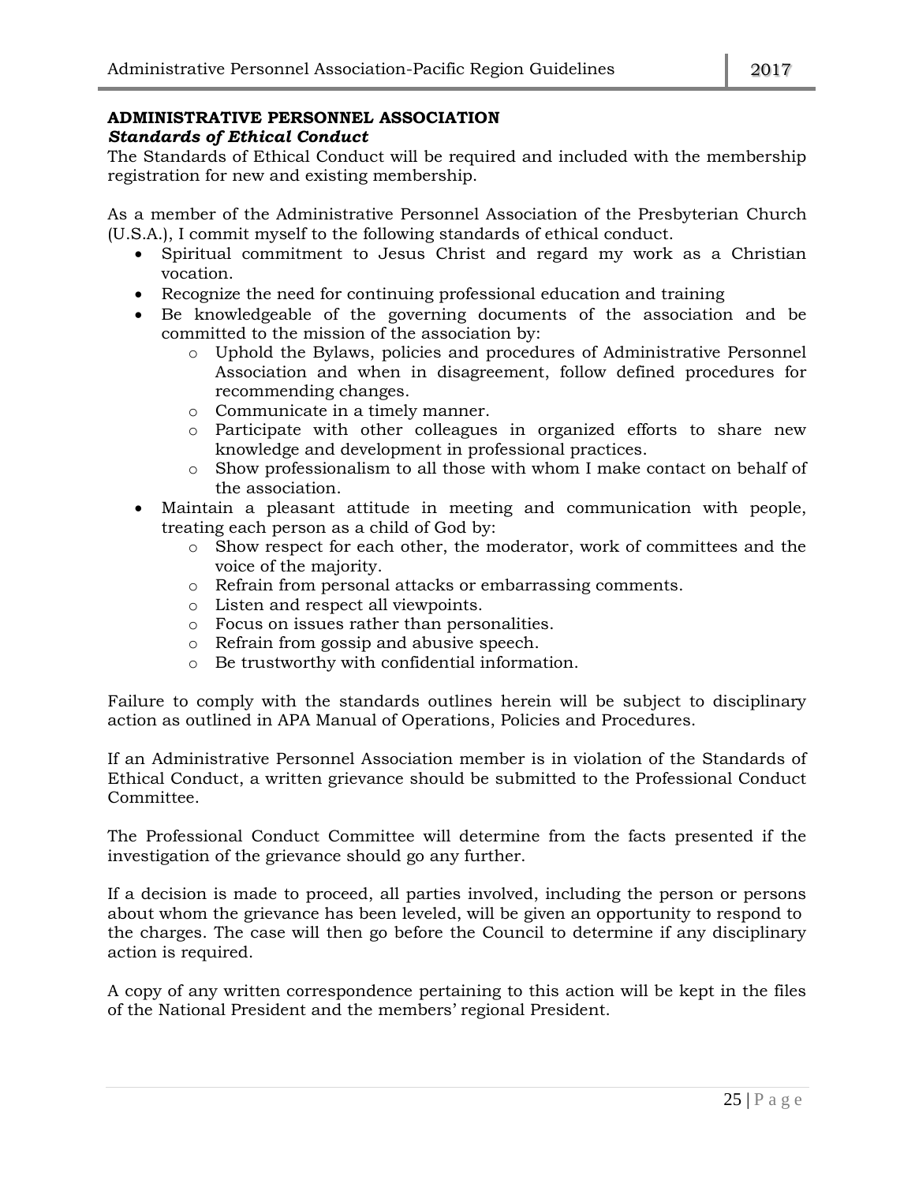**ADMINISTRATIVE PERSONNEL ASSOCIATION**
***Standards of Ethical Conduct***

The Standards of Ethical Conduct will be required and included with the membership registration for new and existing membership.

As a member of the Administrative Personnel Association of the Presbyterian Church (U.S.A.), I commit myself to the following standards of ethical conduct.

- Spiritual commitment to Jesus Christ and regard my work as a Christian vocation.
- Recognize the need for continuing professional education and training
- Be knowledgeable of the governing documents of the association and be committed to the mission of the association by:
  - Uphold the Bylaws, policies and procedures of Administrative Personnel Association and when in disagreement, follow defined procedures for recommending changes.
  - Communicate in a timely manner.
  - Participate with other colleagues in organized efforts to share new knowledge and development in professional practices.
  - Show professionalism to all those with whom I make contact on behalf of the association.
- Maintain a pleasant attitude in meeting and communication with people, treating each person as a child of God by:
  - Show respect for each other, the moderator, work of committees and the voice of the majority.
  - Refrain from personal attacks or embarrassing comments.
  - Listen and respect all viewpoints.
  - Focus on issues rather than personalities.
  - Refrain from gossip and abusive speech.
  - Be trustworthy with confidential information.

Failure to comply with the standards outlines herein will be subject to disciplinary action as outlined in APA Manual of Operations, Policies and Procedures.

If an Administrative Personnel Association member is in violation of the Standards of Ethical Conduct, a written grievance should be submitted to the Professional Conduct Committee.

The Professional Conduct Committee will determine from the facts presented if the investigation of the grievance should go any further.

If a decision is made to proceed, all parties involved, including the person or persons about whom the grievance has been leveled, will be given an opportunity to respond to the charges. The case will then go before the Council to determine if any disciplinary action is required.

A copy of any written correspondence pertaining to this action will be kept in the files of the National President and the members' regional President.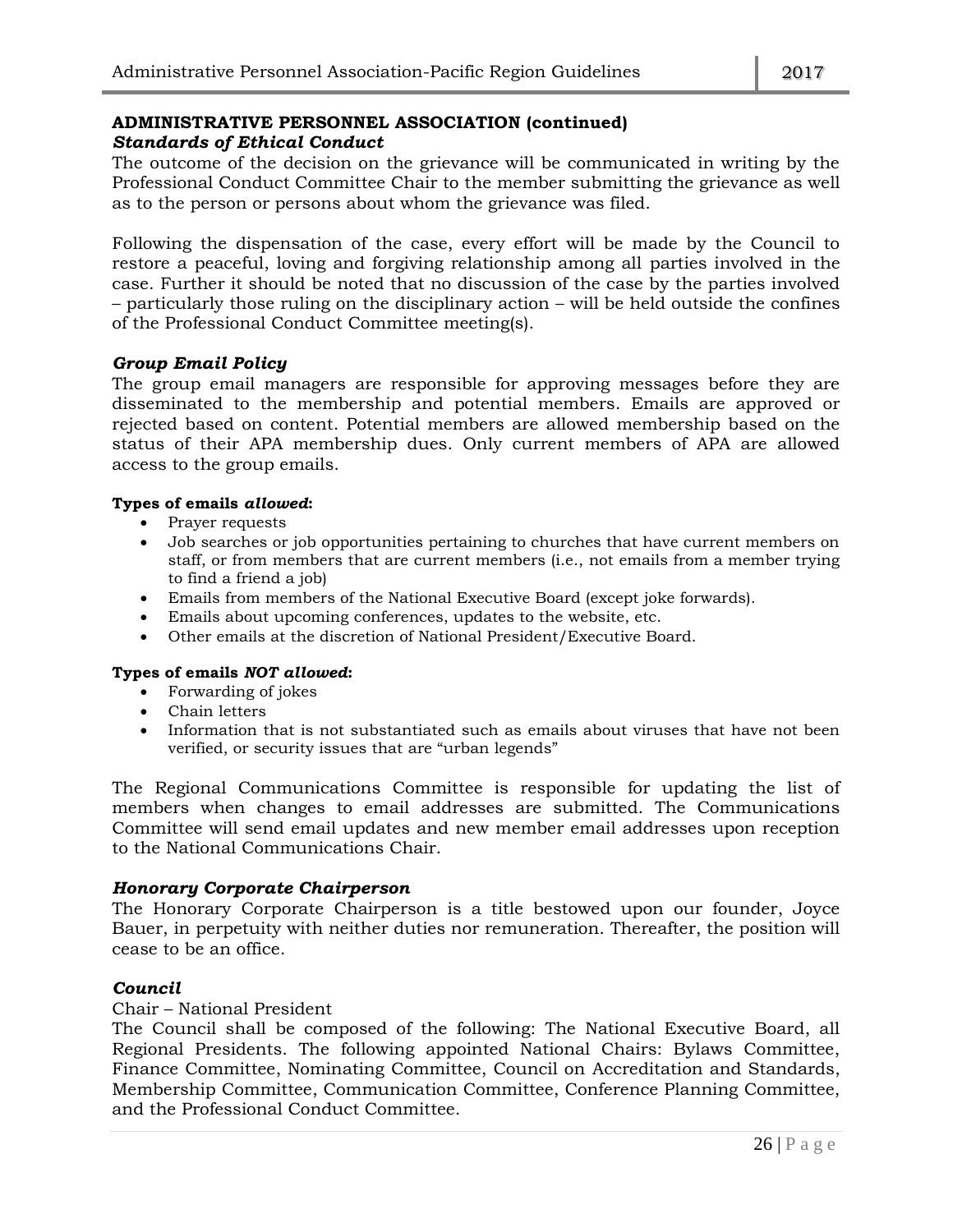**ADMINISTRATIVE PERSONNEL ASSOCIATION (continued)**

***Standards of Ethical Conduct***

The outcome of the decision on the grievance will be communicated in writing by the Professional Conduct Committee Chair to the member submitting the grievance as well as to the person or persons about whom the grievance was filed.

Following the dispensation of the case, every effort will be made by the Council to restore a peaceful, loving and forgiving relationship among all parties involved in the case. Further it should be noted that no discussion of the case by the parties involved – particularly those ruling on the disciplinary action – will be held outside the confines of the Professional Conduct Committee meeting(s).

***Group Email Policy***

The group email managers are responsible for approving messages before they are disseminated to the membership and potential members. Emails are approved or rejected based on content. Potential members are allowed membership based on the status of their APA membership dues. Only current members of APA are allowed access to the group emails.

**Types of emails *allowed*:**

- Prayer requests
- Job searches or job opportunities pertaining to churches that have current members on staff, or from members that are current members (i.e., not emails from a member trying to find a friend a job)
- Emails from members of the National Executive Board (except joke forwards).
- Emails about upcoming conferences, updates to the website, etc.
- Other emails at the discretion of National President/Executive Board.

**Types of emails *NOT allowed*:**

- Forwarding of jokes
- Chain letters
- Information that is not substantiated such as emails about viruses that have not been verified, or security issues that are “urban legends”

The Regional Communications Committee is responsible for updating the list of members when changes to email addresses are submitted. The Communications Committee will send email updates and new member email addresses upon reception to the National Communications Chair.

***Honorary Corporate Chairperson***

The Honorary Corporate Chairperson is a title bestowed upon our founder, Joyce Bauer, in perpetuity with neither duties nor remuneration. Thereafter, the position will cease to be an office.

***Council***

Chair – National President

The Council shall be composed of the following: The National Executive Board, all Regional Presidents. The following appointed National Chairs: Bylaws Committee, Finance Committee, Nominating Committee, Council on Accreditation and Standards, Membership Committee, Communication Committee, Conference Planning Committee, and the Professional Conduct Committee.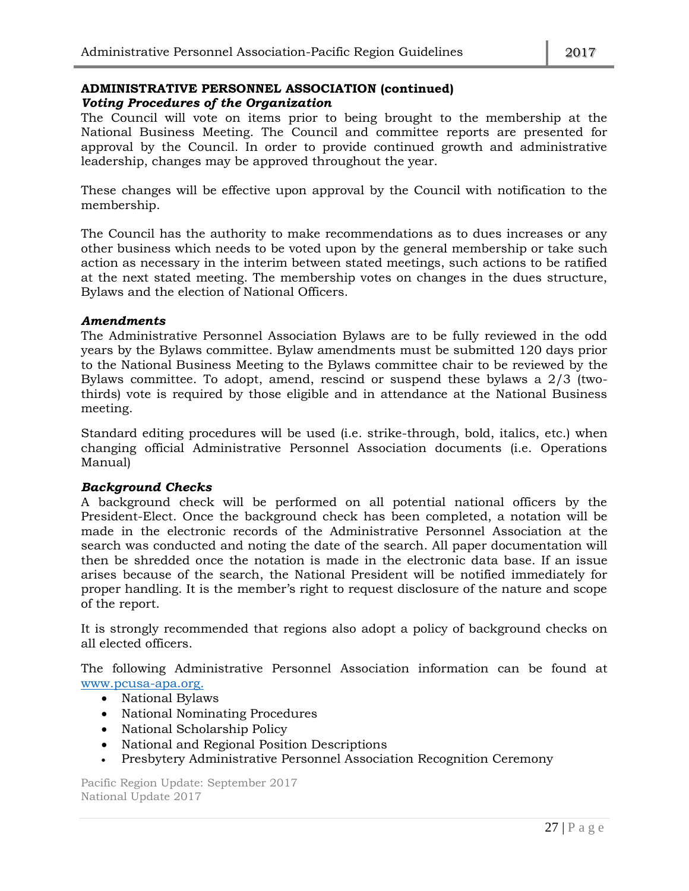**ADMINISTRATIVE PERSONNEL ASSOCIATION (continued)**

***Voting Procedures of the Organization***

The Council will vote on items prior to being brought to the membership at the National Business Meeting. The Council and committee reports are presented for approval by the Council. In order to provide continued growth and administrative leadership, changes may be approved throughout the year.

These changes will be effective upon approval by the Council with notification to the membership.

The Council has the authority to make recommendations as to dues increases or any other business which needs to be voted upon by the general membership or take such action as necessary in the interim between stated meetings, such actions to be ratified at the next stated meeting. The membership votes on changes in the dues structure, Bylaws and the election of National Officers.

***Amendments***

The Administrative Personnel Association Bylaws are to be fully reviewed in the odd years by the Bylaws committee. Bylaw amendments must be submitted 120 days prior to the National Business Meeting to the Bylaws committee chair to be reviewed by the Bylaws committee. To adopt, amend, rescind or suspend these bylaws a 2/3 (two-thirds) vote is required by those eligible and in attendance at the National Business meeting.

Standard editing procedures will be used (i.e. strike-through, bold, italics, etc.) when changing official Administrative Personnel Association documents (i.e. Operations Manual)

***Background Checks***

A background check will be performed on all potential national officers by the President-Elect. Once the background check has been completed, a notation will be made in the electronic records of the Administrative Personnel Association at the search was conducted and noting the date of the search. All paper documentation will then be shredded once the notation is made in the electronic data base. If an issue arises because of the search, the National President will be notified immediately for proper handling. It is the member's right to request disclosure of the nature and scope of the report.

It is strongly recommended that regions also adopt a policy of background checks on all elected officers.

The following Administrative Personnel Association information can be found at www.pcusa-apa.org.

- National Bylaws
- National Nominating Procedures
- National Scholarship Policy
- National and Regional Position Descriptions
- Presbytery Administrative Personnel Association Recognition Ceremony

Pacific Region Update: September 2017
National Update 2017